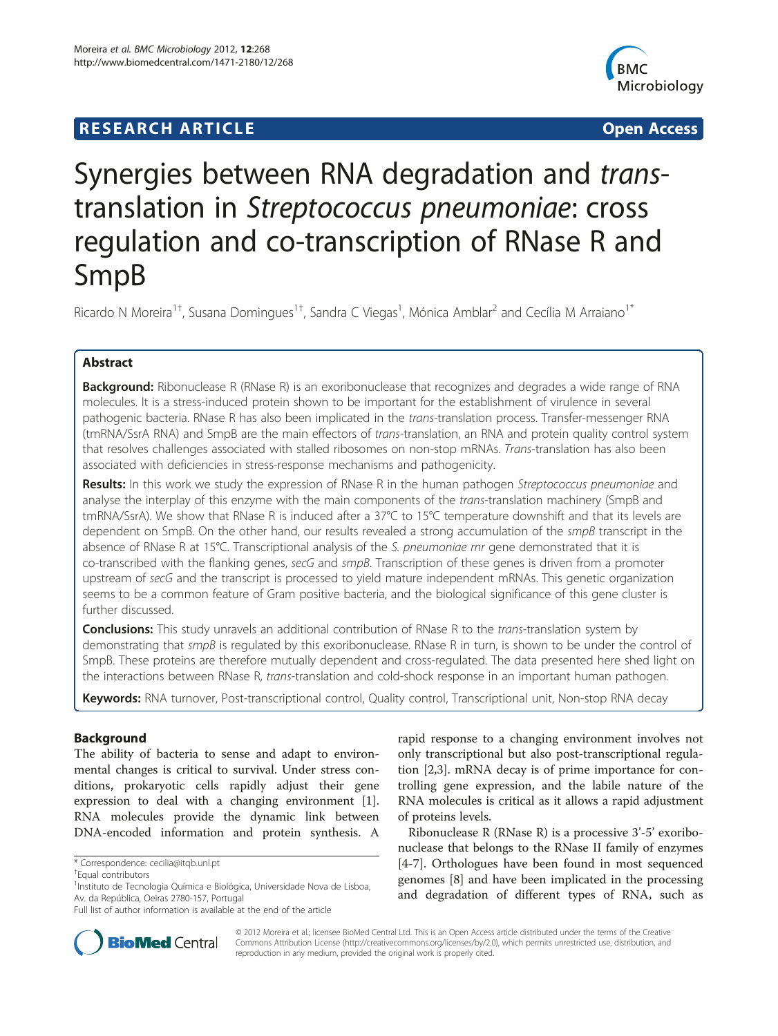**RESEARCH ARTICLE** **Open Access**

# Synergies between RNA degradation and *trans*-translation in *Streptococcus pneumoniae*: cross regulation and co-transcription of RNase R and SmpB

Ricardo N Moreira[1†], Susana Domingues[1†], Sandra C Viegas[1], Mónica Amblar[2] and Cecília M Arraiano[1*]

## Abstract

**Background:** Ribonuclease R (RNase R) is an exoribonuclease that recognizes and degrades a wide range of RNA molecules. It is a stress-induced protein shown to be important for the establishment of virulence in several pathogenic bacteria. RNase R has also been implicated in the *trans*-translation process. Transfer-messenger RNA (tmRNA/SsrA RNA) and SmpB are the main effectors of *trans*-translation, an RNA and protein quality control system that resolves challenges associated with stalled ribosomes on non-stop mRNAs. *Trans*-translation has also been associated with deficiencies in stress-response mechanisms and pathogenicity.

**Results:** In this work we study the expression of RNase R in the human pathogen *Streptococcus pneumoniae* and analyse the interplay of this enzyme with the main components of the *trans*-translation machinery (SmpB and tmRNA/SsrA). We show that RNase R is induced after a 37°C to 15°C temperature downshift and that its levels are dependent on SmpB. On the other hand, our results revealed a strong accumulation of the *smpB* transcript in the absence of RNase R at 15°C. Transcriptional analysis of the *S. pneumoniae rnr* gene demonstrated that it is co-transcribed with the flanking genes, *secG* and *smpB*. Transcription of these genes is driven from a promoter upstream of *secG* and the transcript is processed to yield mature independent mRNAs. This genetic organization seems to be a common feature of Gram positive bacteria, and the biological significance of this gene cluster is further discussed.

**Conclusions:** This study unravels an additional contribution of RNase R to the *trans*-translation system by demonstrating that *smpB* is regulated by this exoribonuclease. RNase R in turn, is shown to be under the control of SmpB. These proteins are therefore mutually dependent and cross-regulated. The data presented here shed light on the interactions between RNase R, *trans*-translation and cold-shock response in an important human pathogen.

**Keywords:** RNA turnover, Post-transcriptional control, Quality control, Transcriptional unit, Non-stop RNA decay

## Background

The ability of bacteria to sense and adapt to environmental changes is critical to survival. Under stress conditions, prokaryotic cells rapidly adjust their gene expression to deal with a changing environment [1]. RNA molecules provide the dynamic link between DNA-encoded information and protein synthesis. A rapid response to a changing environment involves not only transcriptional but also post-transcriptional regulation [2,3]. mRNA decay is of prime importance for controlling gene expression, and the labile nature of the RNA molecules is critical as it allows a rapid adjustment of proteins levels.

Ribonuclease R (RNase R) is a processive 3'-5' exoribonuclease that belongs to the RNase II family of enzymes [4-7]. Orthologues have been found in most sequenced genomes [8] and have been implicated in the processing and degradation of different types of RNA, such as

\* Correspondence: cecilia@itqb.unl.pt

†Equal contributors

[1]Instituto de Tecnologia Química e Biológica, Universidade Nova de Lisboa, Av. da República, Oeiras 2780-157, Portugal

Full list of author information is available at the end of the article

© 2012 Moreira et al.; licensee BioMed Central Ltd. This is an Open Access article distributed under the terms of the Creative Commons Attribution License (http://creativecommons.org/licenses/by/2.0), which permits unrestricted use, distribution, and reproduction in any medium, provided the original work is properly cited.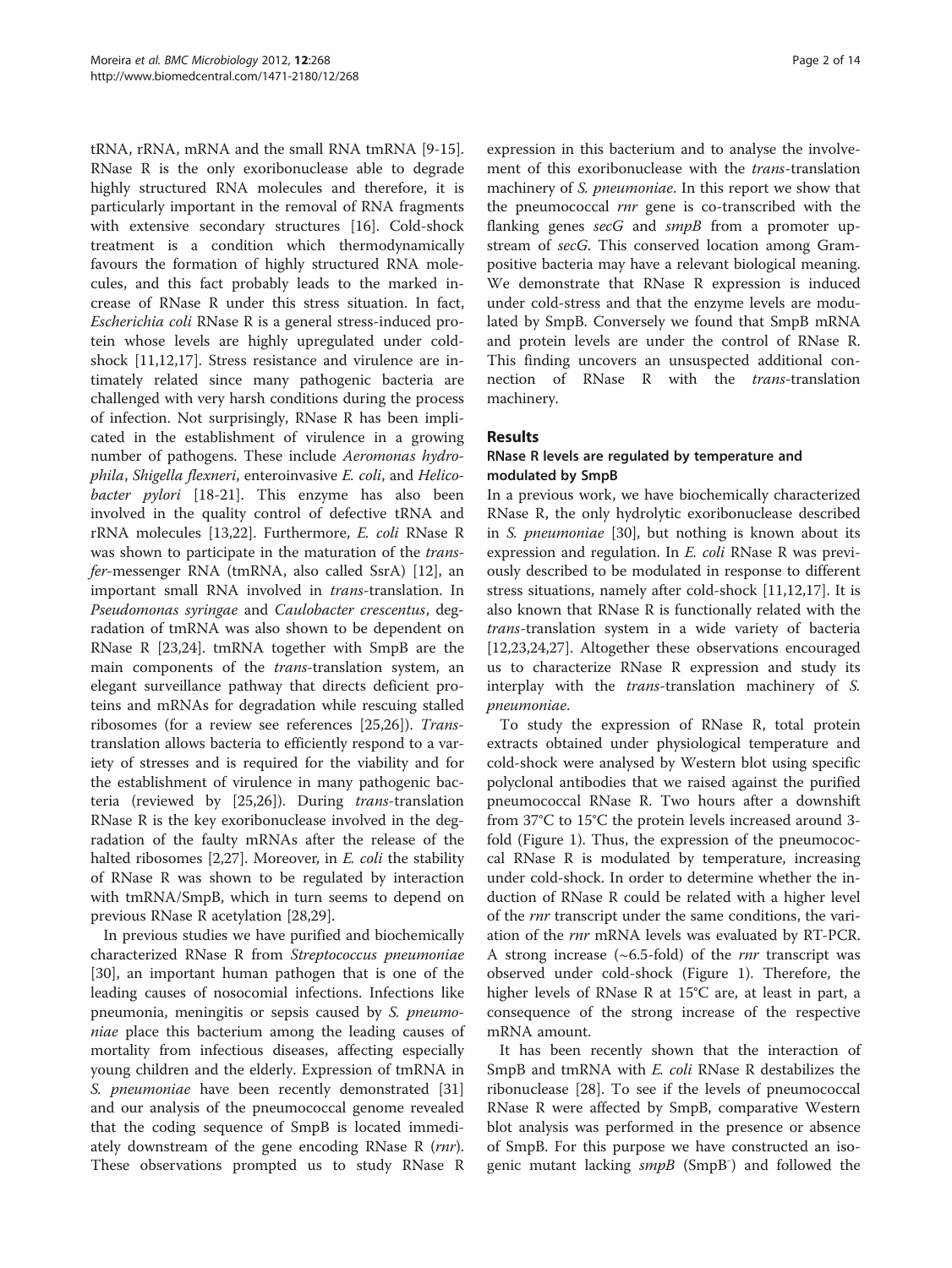tRNA, rRNA, mRNA and the small RNA tmRNA [9-15]. RNase R is the only exoribonuclease able to degrade highly structured RNA molecules and therefore, it is particularly important in the removal of RNA fragments with extensive secondary structures [16]. Cold-shock treatment is a condition which thermodynamically favours the formation of highly structured RNA molecules, and this fact probably leads to the marked increase of RNase R under this stress situation. In fact, *Escherichia coli* RNase R is a general stress-induced protein whose levels are highly upregulated under cold-shock [11,12,17]. Stress resistance and virulence are intimately related since many pathogenic bacteria are challenged with very harsh conditions during the process of infection. Not surprisingly, RNase R has been implicated in the establishment of virulence in a growing number of pathogens. These include *Aeromonas hydrophila*, *Shigella flexneri*, enteroinvasive *E. coli*, and *Helicobacter pylori* [18-21]. This enzyme has also been involved in the quality control of defective tRNA and rRNA molecules [13,22]. Furthermore, *E. coli* RNase R was shown to participate in the maturation of the *transfer*-messenger RNA (tmRNA, also called SsrA) [12], an important small RNA involved in *trans*-translation. In *Pseudomonas syringae* and *Caulobacter crescentus*, degradation of tmRNA was also shown to be dependent on RNase R [23,24]. tmRNA together with SmpB are the main components of the *trans*-translation system, an elegant surveillance pathway that directs deficient proteins and mRNAs for degradation while rescuing stalled ribosomes (for a review see references [25,26]). *Trans*-translation allows bacteria to efficiently respond to a variety of stresses and is required for the viability and for the establishment of virulence in many pathogenic bacteria (reviewed by [25,26]). During *trans*-translation RNase R is the key exoribonuclease involved in the degradation of the faulty mRNAs after the release of the halted ribosomes [2,27]. Moreover, in *E. coli* the stability of RNase R was shown to be regulated by interaction with tmRNA/SmpB, which in turn seems to depend on previous RNase R acetylation [28,29].

In previous studies we have purified and biochemically characterized RNase R from *Streptococcus pneumoniae* [30], an important human pathogen that is one of the leading causes of nosocomial infections. Infections like pneumonia, meningitis or sepsis caused by *S. pneumoniae* place this bacterium among the leading causes of mortality from infectious diseases, affecting especially young children and the elderly. Expression of tmRNA in *S. pneumoniae* have been recently demonstrated [31] and our analysis of the pneumococcal genome revealed that the coding sequence of SmpB is located immediately downstream of the gene encoding RNase R (*rnr*). These observations prompted us to study RNase R expression in this bacterium and to analyse the involvement of this exoribonuclease with the *trans*-translation machinery of *S. pneumoniae*. In this report we show that the pneumococcal *rnr* gene is co-transcribed with the flanking genes *secG* and *smpB* from a promoter upstream of *secG*. This conserved location among Gram-positive bacteria may have a relevant biological meaning. We demonstrate that RNase R expression is induced under cold-stress and that the enzyme levels are modulated by SmpB. Conversely we found that SmpB mRNA and protein levels are under the control of RNase R. This finding uncovers an unsuspected additional connection of RNase R with the *trans*-translation machinery.

## Results

### RNase R levels are regulated by temperature and modulated by SmpB

In a previous work, we have biochemically characterized RNase R, the only hydrolytic exoribonuclease described in *S. pneumoniae* [30], but nothing is known about its expression and regulation. In *E. coli* RNase R was previously described to be modulated in response to different stress situations, namely after cold-shock [11,12,17]. It is also known that RNase R is functionally related with the *trans*-translation system in a wide variety of bacteria [12,23,24,27]. Altogether these observations encouraged us to characterize RNase R expression and study its interplay with the *trans*-translation machinery of *S. pneumoniae*.

To study the expression of RNase R, total protein extracts obtained under physiological temperature and cold-shock were analysed by Western blot using specific polyclonal antibodies that we raised against the purified pneumococcal RNase R. Two hours after a downshift from 37°C to 15°C the protein levels increased around 3-fold (Figure 1). Thus, the expression of the pneumococcal RNase R is modulated by temperature, increasing under cold-shock. In order to determine whether the induction of RNase R could be related with a higher level of the *rnr* transcript under the same conditions, the variation of the *rnr* mRNA levels was evaluated by RT-PCR. A strong increase (~6.5-fold) of the *rnr* transcript was observed under cold-shock (Figure 1). Therefore, the higher levels of RNase R at 15°C are, at least in part, a consequence of the strong increase of the respective mRNA amount.

It has been recently shown that the interaction of SmpB and tmRNA with *E. coli* RNase R destabilizes the ribonuclease [28]. To see if the levels of pneumococcal RNase R were affected by SmpB, comparative Western blot analysis was performed in the presence or absence of SmpB. For this purpose we have constructed an isogenic mutant lacking *smpB* (SmpB$^-$) and followed the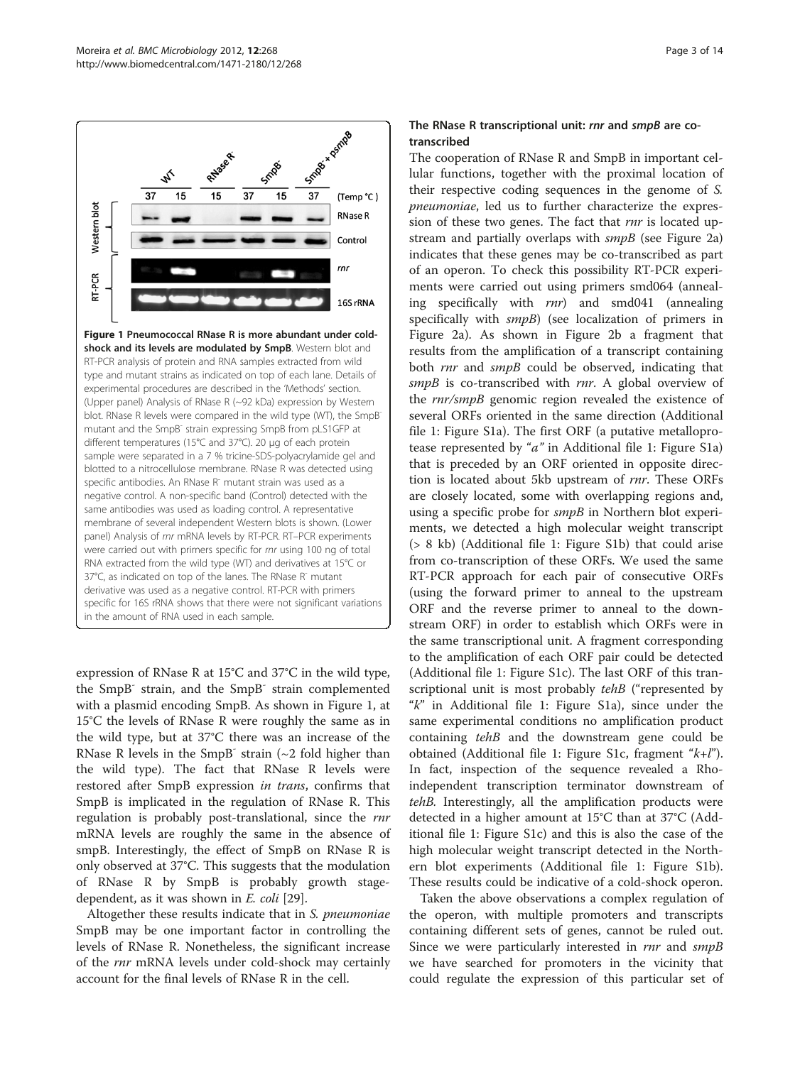Figure 1 **Pneumococcal RNase R is more abundant under cold-shock and its levels are modulated by SmpB.** Western blot and RT-PCR analysis of protein and RNA samples extracted from wild type and mutant strains as indicated on top of each lane. Details of experimental procedures are described in the 'Methods' section. (Upper panel) Analysis of RNase R (~92 kDa) expression by Western blot. RNase R levels were compared in the wild type (WT), the SmpB⁻ mutant and the SmpB⁻ strain expressing SmpB from pLS1GFP at different temperatures (15°C and 37°C). 20 μg of each protein sample were separated in a 7 % tricine-SDS-polyacrylamide gel and blotted to a nitrocellulose membrane. RNase R was detected using specific antibodies. An RNase R⁻ mutant strain was used as a negative control. A non-specific band (Control) detected with the same antibodies was used as loading control. A representative membrane of several independent Western blots is shown. (Lower panel) Analysis of *rnr* mRNA levels by RT-PCR. RT–PCR experiments were carried out with primers specific for *rnr* using 100 ng of total RNA extracted from the wild type (WT) and derivatives at 15°C or 37°C, as indicated on top of the lanes. The RNase R⁻ mutant derivative was used as a negative control. RT-PCR with primers specific for 16S rRNA shows that there were not significant variations in the amount of RNA used in each sample.

expression of RNase R at 15°C and 37°C in the wild type, the SmpB⁻ strain, and the SmpB⁻ strain complemented with a plasmid encoding SmpB. As shown in Figure 1, at 15°C the levels of RNase R were roughly the same as in the wild type, but at 37°C there was an increase of the RNase R levels in the SmpB⁻ strain (~2 fold higher than the wild type). The fact that RNase R levels were restored after SmpB expression *in trans*, confirms that SmpB is implicated in the regulation of RNase R. This regulation is probably post-translational, since the *rnr* mRNA levels are roughly the same in the absence of smpB. Interestingly, the effect of SmpB on RNase R is only observed at 37°C. This suggests that the modulation of RNase R by SmpB is probably growth stage-dependent, as it was shown in *E. coli* [29].

Altogether these results indicate that in *S. pneumoniae* SmpB may be one important factor in controlling the levels of RNase R. Nonetheless, the significant increase of the *rnr* mRNA levels under cold-shock may certainly account for the final levels of RNase R in the cell.

## The RNase R transcriptional unit: *rnr* and *smpB* are co-transcribed

The cooperation of RNase R and SmpB in important cellular functions, together with the proximal location of their respective coding sequences in the genome of *S. pneumoniae*, led us to further characterize the expression of these two genes. The fact that *rnr* is located upstream and partially overlaps with *smpB* (see Figure 2a) indicates that these genes may be co-transcribed as part of an operon. To check this possibility RT-PCR experiments were carried out using primers smd064 (annealing specifically with *rnr*) and smd041 (annealing specifically with *smpB*) (see localization of primers in Figure 2a). As shown in Figure 2b a fragment that results from the amplification of a transcript containing both *rnr* and *smpB* could be observed, indicating that *smpB* is co-transcribed with *rnr*. A global overview of the *rnr/smpB* genomic region revealed the existence of several ORFs oriented in the same direction (Additional file 1: Figure S1a). The first ORF (a putative metalloprotease represented by "*a*" in Additional file 1: Figure S1a) that is preceded by an ORF oriented in opposite direction is located about 5kb upstream of *rnr*. These ORFs are closely located, some with overlapping regions and, using a specific probe for *smpB* in Northern blot experiments, we detected a high molecular weight transcript (> 8 kb) (Additional file 1: Figure S1b) that could arise from co-transcription of these ORFs. We used the same RT-PCR approach for each pair of consecutive ORFs (using the forward primer to anneal to the upstream ORF and the reverse primer to anneal to the downstream ORF) in order to establish which ORFs were in the same transcriptional unit. A fragment corresponding to the amplification of each ORF pair could be detected (Additional file 1: Figure S1c). The last ORF of this transcriptional unit is most probably *tehB* ("represented by "*k*" in Additional file 1: Figure S1a), since under the same experimental conditions no amplification product containing *tehB* and the downstream gene could be obtained (Additional file 1: Figure S1c, fragment "*k+l*"). In fact, inspection of the sequence revealed a Rho-independent transcription terminator downstream of *tehB*. Interestingly, all the amplification products were detected in a higher amount at 15°C than at 37°C (Additional file 1: Figure S1c) and this is also the case of the high molecular weight transcript detected in the Northern blot experiments (Additional file 1: Figure S1b). These results could be indicative of a cold-shock operon.

Taken the above observations a complex regulation of the operon, with multiple promoters and transcripts containing different sets of genes, cannot be ruled out. Since we were particularly interested in *rnr* and *smpB* we have searched for promoters in the vicinity that could regulate the expression of this particular set of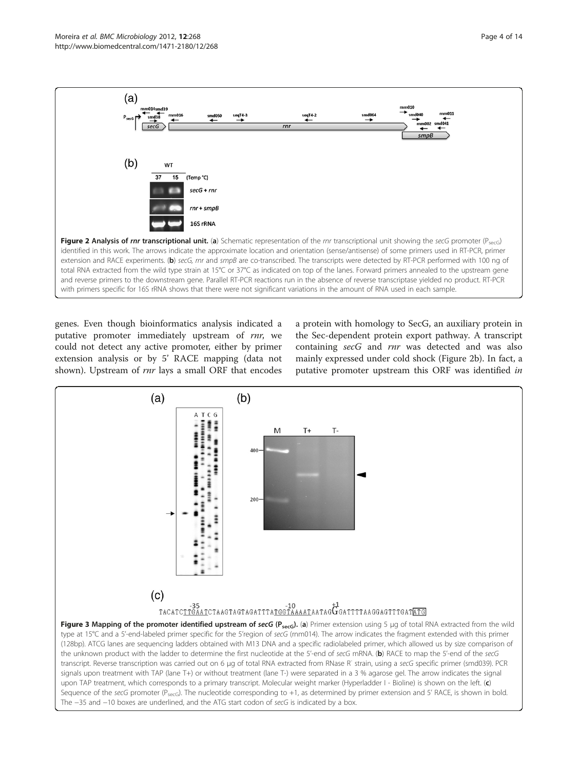**Figure 2 Analysis of *rnr* transcriptional unit.** (**a**) Schematic representation of the *rnr* transcriptional unit showing the *secG* promoter ($P_{secG}$) identified in this work. The arrows indicate the approximate location and orientation (sense/antisense) of some primers used in RT-PCR, primer extension and RACE experiments. (**b**) *secG*, *rnr* and *smpB* are co-transcribed. The transcripts were detected by RT-PCR performed with 100 ng of total RNA extracted from the wild type strain at 15°C or 37°C as indicated on top of the lanes. Forward primers annealed to the upstream gene and reverse primers to the downstream gene. Parallel RT-PCR reactions run in the absence of reverse transcriptase yielded no product. RT-PCR with primers specific for 16S rRNA shows that there were not significant variations in the amount of RNA used in each sample.

genes. Even though bioinformatics analysis indicated a putative promoter immediately upstream of *rnr*, we could not detect any active promoter, either by primer extension analysis or by 5' RACE mapping (data not shown). Upstream of *rnr* lays a small ORF that encodes a protein with homology to SecG, an auxiliary protein in the Sec-dependent protein export pathway. A transcript containing *secG* and *rnr* was detected and was also mainly expressed under cold shock (Figure 2b). In fact, a putative promoter upstream this ORF was identified *in*

**Figure 3 Mapping of the promoter identified upstream of *secG* ($P_{secG}$).** (**a**) Primer extension using 5 μg of total RNA extracted from the wild type at 15°C and a 5'-end-labeled primer specific for the 5'region of *secG* (rnm014). The arrow indicates the fragment extended with this primer (128bp). ATCG lanes are sequencing ladders obtained with M13 DNA and a specific radiolabeled primer, which allowed us by size comparison of the unknown product with the ladder to determine the first nucleotide at the 5'-end of *secG* mRNA. (**b**) RACE to map the 5'-end of the *secG* transcript. Reverse transcription was carried out on 6 μg of total RNA extracted from RNase R⁻ strain, using a *secG* specific primer (smd039). PCR signals upon treatment with TAP (lane T+) or without treatment (lane T-) were separated in a 3 % agarose gel. The arrow indicates the signal upon TAP treatment, which corresponds to a primary transcript. Molecular weight marker (Hyperladder I - Bioline) is shown on the left. (**c**) Sequence of the *secG* promoter ($P_{secG}$). The nucleotide corresponding to +1, as determined by primer extension and 5' RACE, is shown in bold. The −35 and −10 boxes are underlined, and the ATG start codon of *secG* is indicated by a box.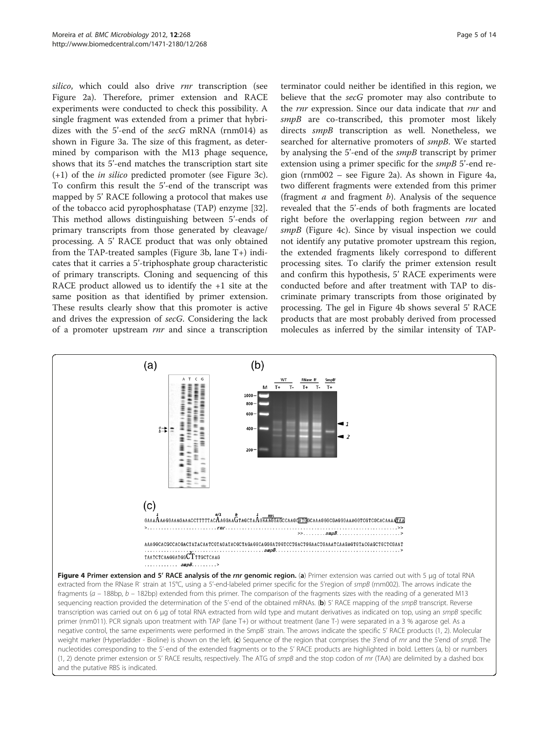*silico*, which could also drive *rnr* transcription (see Figure 2a). Therefore, primer extension and RACE experiments were conducted to check this possibility. A single fragment was extended from a primer that hybridizes with the 5'-end of the *secG* mRNA (rnm014) as shown in Figure 3a. The size of this fragment, as determined by comparison with the M13 phage sequence, shows that its 5'-end matches the transcription start site (+1) of the *in silico* predicted promoter (see Figure 3c). To confirm this result the 5'-end of the transcript was mapped by 5' RACE following a protocol that makes use of the tobacco acid pyrophosphatase (TAP) enzyme [32]. This method allows distinguishing between 5'-ends of primary transcripts from those generated by cleavage/processing. A 5' RACE product that was only obtained from the TAP-treated samples (Figure 3b, lane T+) indicates that it carries a 5'-triphosphate group characteristic of primary transcripts. Cloning and sequencing of this RACE product allowed us to identify the +1 site at the same position as that identified by primer extension. These results clearly show that this promoter is active and drives the expression of *secG*. Considering the lack of a promoter upstream *rnr* and since a transcription terminator could neither be identified in this region, we believe that the *secG* promoter may also contribute to the *rnr* expression. Since our data indicate that *rnr* and *smpB* are co-transcribed, this promoter most likely directs *smpB* transcription as well. Nonetheless, we searched for alternative promoters of *smpB*. We started by analysing the 5'-end of the *smpB* transcript by primer extension using a primer specific for the *smpB* 5'-end region (rnm002 – see Figure 2a). As shown in Figure 4a, two different fragments were extended from this primer (fragment *a* and fragment *b*). Analysis of the sequence revealed that the 5'-ends of both fragments are located right before the overlapping region between *rnr* and *smpB* (Figure 4c). Since by visual inspection we could not identify any putative promoter upstream this region, the extended fragments likely correspond to different processing sites. To clarify the primer extension result and confirm this hypothesis, 5' RACE experiments were conducted before and after treatment with TAP to discriminate primary transcripts from those originated by processing. The gel in Figure 4b shows several 5' RACE products that are most probably derived from processed molecules as inferred by the similar intensity of TAP-

**Figure 4 Primer extension and 5' RACE analysis of the *rnr* genomic region.** (**a**) Primer extension was carried out with 5 μg of total RNA extracted from the RNase R⁻ strain at 15°C, using a 5'-end-labeled primer specific for the 5'region of *smpB* (rnm002). The arrows indicate the fragments (*a* – 188bp, *b* – 182bp) extended from this primer. The comparison of the fragments sizes with the reading of a generated M13 sequencing reaction provided the determination of the 5'-end of the obtained mRNAs. (**b**) 5' RACE mapping of the *smpB* transcript. Reverse transcription was carried out on 6 μg of total RNA extracted from wild type and mutant derivatives as indicated on top, using an *smpB* specific primer (rnm011). PCR signals upon treatment with TAP (lane T+) or without treatment (lane T-) were separated in a 3 % agarose gel. As a negative control, the same experiments were performed in the SmpB⁻ strain. The arrows indicate the specific 5' RACE products (1, 2). Molecular weight marker (Hyperladder - Bioline) is shown on the left. (**c**) Sequence of the region that comprises the 3'end of *rnr* and the 5'end of *smpB*. The nucleotides corresponding to the 5'-end of the extended fragments or to the 5' RACE products are highlighted in bold. Letters (a, b) or numbers (1, 2) denote primer extension or 5' RACE results, respectively. The ATG of *smpB* and the stop codon of *rnr* (TAA) are delimited by a dashed box and the putative RBS is indicated.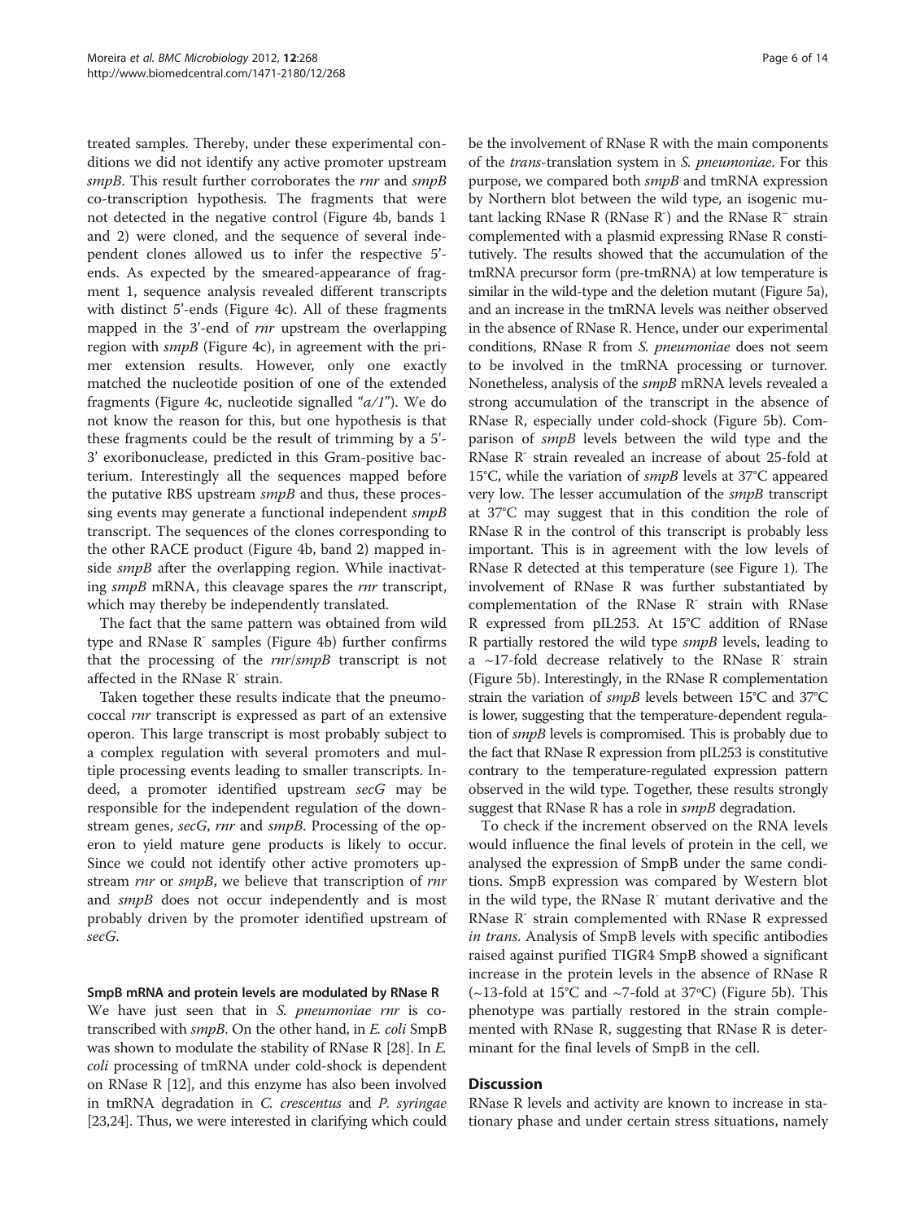treated samples. Thereby, under these experimental conditions we did not identify any active promoter upstream *smpB*. This result further corroborates the *rnr* and *smpB* co-transcription hypothesis. The fragments that were not detected in the negative control (Figure 4b, bands 1 and 2) were cloned, and the sequence of several independent clones allowed us to infer the respective 5'-ends. As expected by the smeared-appearance of fragment 1, sequence analysis revealed different transcripts with distinct 5'-ends (Figure 4c). All of these fragments mapped in the 3'-end of *rnr* upstream the overlapping region with *smpB* (Figure 4c), in agreement with the primer extension results. However, only one exactly matched the nucleotide position of one of the extended fragments (Figure 4c, nucleotide signalled "*a/1*"). We do not know the reason for this, but one hypothesis is that these fragments could be the result of trimming by a 5'-3' exoribonuclease, predicted in this Gram-positive bacterium. Interestingly all the sequences mapped before the putative RBS upstream *smpB* and thus, these processing events may generate a functional independent *smpB* transcript. The sequences of the clones corresponding to the other RACE product (Figure 4b, band 2) mapped inside *smpB* after the overlapping region. While inactivating *smpB* mRNA, this cleavage spares the *rnr* transcript, which may thereby be independently translated.

The fact that the same pattern was obtained from wild type and RNase R$^-$ samples (Figure 4b) further confirms that the processing of the *rnr*/*smpB* transcript is not affected in the RNase R$^-$ strain.

Taken together these results indicate that the pneumococcal *rnr* transcript is expressed as part of an extensive operon. This large transcript is most probably subject to a complex regulation with several promoters and multiple processing events leading to smaller transcripts. Indeed, a promoter identified upstream *secG* may be responsible for the independent regulation of the downstream genes, *secG*, *rnr* and *smpB*. Processing of the operon to yield mature gene products is likely to occur. Since we could not identify other active promoters upstream *rnr* or *smpB*, we believe that transcription of *rnr* and *smpB* does not occur independently and is most probably driven by the promoter identified upstream of *secG*.

### SmpB mRNA and protein levels are modulated by RNase R

We have just seen that in *S. pneumoniae rnr* is co-transcribed with *smpB*. On the other hand, in *E. coli* SmpB was shown to modulate the stability of RNase R [28]. In *E. coli* processing of tmRNA under cold-shock is dependent on RNase R [12], and this enzyme has also been involved in tmRNA degradation in *C. crescentus* and *P. syringae* [23,24]. Thus, we were interested in clarifying which could be the involvement of RNase R with the main components of the *trans*-translation system in *S. pneumoniae*. For this purpose, we compared both *smpB* and tmRNA expression by Northern blot between the wild type, an isogenic mutant lacking RNase R (RNase R$^-$) and the RNase R$^-$ strain complemented with a plasmid expressing RNase R constitutively. The results showed that the accumulation of the tmRNA precursor form (pre-tmRNA) at low temperature is similar in the wild-type and the deletion mutant (Figure 5a), and an increase in the tmRNA levels was neither observed in the absence of RNase R. Hence, under our experimental conditions, RNase R from *S. pneumoniae* does not seem to be involved in the tmRNA processing or turnover. Nonetheless, analysis of the *smpB* mRNA levels revealed a strong accumulation of the transcript in the absence of RNase R, especially under cold-shock (Figure 5b). Comparison of *smpB* levels between the wild type and the RNase R$^-$ strain revealed an increase of about 25-fold at 15°C, while the variation of *smpB* levels at 37°C appeared very low. The lesser accumulation of the *smpB* transcript at 37°C may suggest that in this condition the role of RNase R in the control of this transcript is probably less important. This is in agreement with the low levels of RNase R detected at this temperature (see Figure 1). The involvement of RNase R was further substantiated by complementation of the RNase R$^-$ strain with RNase R expressed from pIL253. At 15°C addition of RNase R partially restored the wild type *smpB* levels, leading to a ~17-fold decrease relatively to the RNase R$^-$ strain (Figure 5b). Interestingly, in the RNase R complementation strain the variation of *smpB* levels between 15°C and 37°C is lower, suggesting that the temperature-dependent regulation of *smpB* levels is compromised. This is probably due to the fact that RNase R expression from pIL253 is constitutive contrary to the temperature-regulated expression pattern observed in the wild type. Together, these results strongly suggest that RNase R has a role in *smpB* degradation.

To check if the increment observed on the RNA levels would influence the final levels of protein in the cell, we analysed the expression of SmpB under the same conditions. SmpB expression was compared by Western blot in the wild type, the RNase R$^-$ mutant derivative and the RNase R$^-$ strain complemented with RNase R expressed *in trans*. Analysis of SmpB levels with specific antibodies raised against purified TIGR4 SmpB showed a significant increase in the protein levels in the absence of RNase R (~13-fold at 15°C and ~7-fold at 37°C) (Figure 5b). This phenotype was partially restored in the strain complemented with RNase R, suggesting that RNase R is determinant for the final levels of SmpB in the cell.

## Discussion

RNase R levels and activity are known to increase in stationary phase and under certain stress situations, namely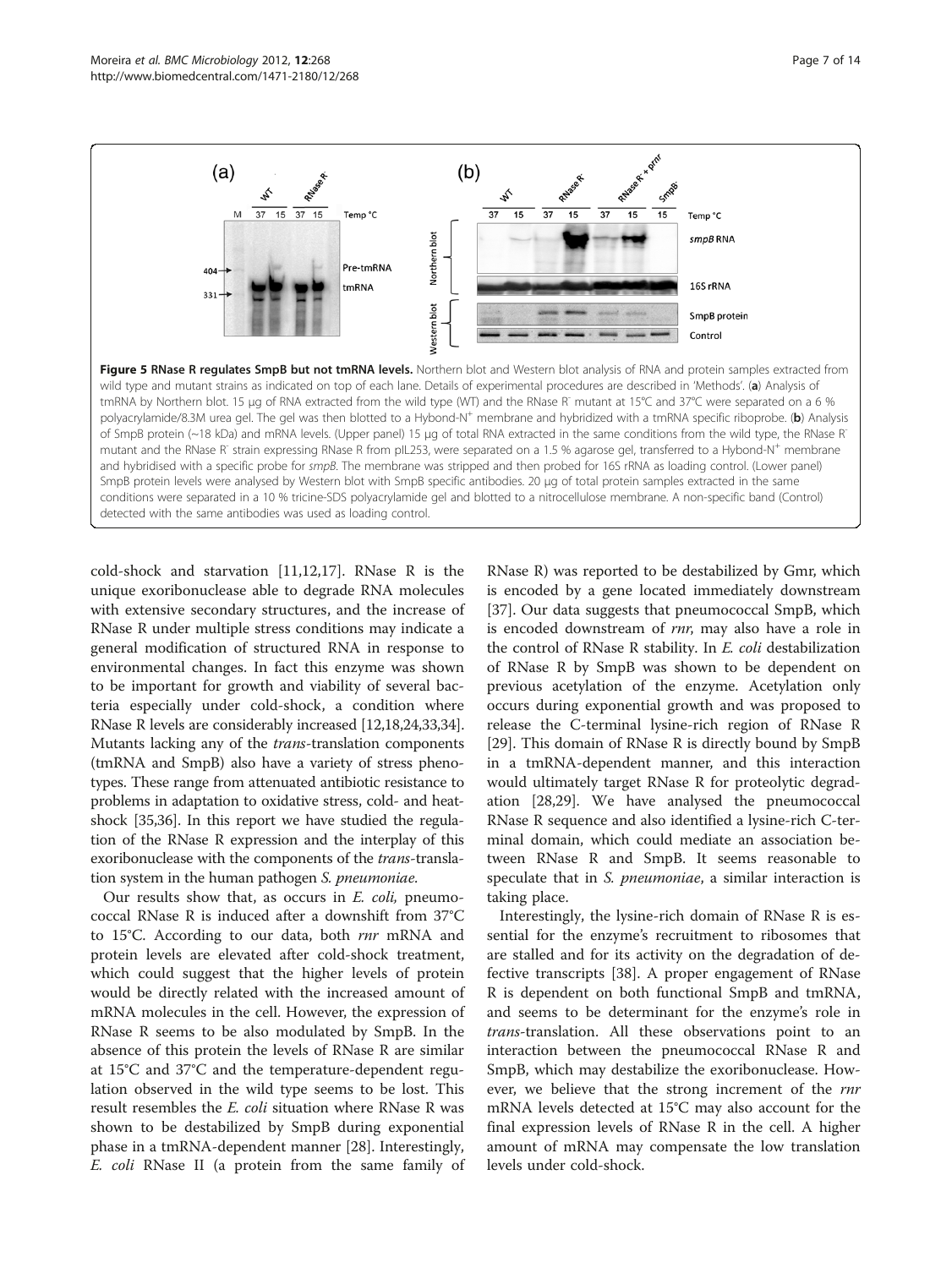**Figure 5 RNase R regulates SmpB but not tmRNA levels.** Northern blot and Western blot analysis of RNA and protein samples extracted from wild type and mutant strains as indicated on top of each lane. Details of experimental procedures are described in 'Methods'. (**a**) Analysis of tmRNA by Northern blot. 15 μg of RNA extracted from the wild type (WT) and the RNase R⁻ mutant at 15°C and 37°C were separated on a 6 % polyacrylamide/8.3M urea gel. The gel was then blotted to a Hybond-N⁺ membrane and hybridized with a tmRNA specific riboprobe. (**b**) Analysis of SmpB protein (~18 kDa) and mRNA levels. (Upper panel) 15 μg of total RNA extracted in the same conditions from the wild type, the RNase R⁻ mutant and the RNase R⁻ strain expressing RNase R from pIL253, were separated on a 1.5 % agarose gel, transferred to a Hybond-N⁺ membrane and hybridised with a specific probe for *smpB*. The membrane was stripped and then probed for 16S rRNA as loading control. (Lower panel) SmpB protein levels were analysed by Western blot with SmpB specific antibodies. 20 μg of total protein samples extracted in the same conditions were separated in a 10 % tricine-SDS polyacrylamide gel and blotted to a nitrocellulose membrane. A non-specific band (Control) detected with the same antibodies was used as loading control.

cold-shock and starvation [11,12,17]. RNase R is the unique exoribonuclease able to degrade RNA molecules with extensive secondary structures, and the increase of RNase R under multiple stress conditions may indicate a general modification of structured RNA in response to environmental changes. In fact this enzyme was shown to be important for growth and viability of several bacteria especially under cold-shock, a condition where RNase R levels are considerably increased [12,18,24,33,34]. Mutants lacking any of the *trans*-translation components (tmRNA and SmpB) also have a variety of stress phenotypes. These range from attenuated antibiotic resistance to problems in adaptation to oxidative stress, cold- and heat-shock [35,36]. In this report we have studied the regulation of the RNase R expression and the interplay of this exoribonuclease with the components of the *trans*-translation system in the human pathogen *S. pneumoniae*.

Our results show that, as occurs in *E. coli*, pneumococcal RNase R is induced after a downshift from 37°C to 15°C. According to our data, both *rnr* mRNA and protein levels are elevated after cold-shock treatment, which could suggest that the higher levels of protein would be directly related with the increased amount of mRNA molecules in the cell. However, the expression of RNase R seems to be also modulated by SmpB. In the absence of this protein the levels of RNase R are similar at 15°C and 37°C and the temperature-dependent regulation observed in the wild type seems to be lost. This result resembles the *E. coli* situation where RNase R was shown to be destabilized by SmpB during exponential phase in a tmRNA-dependent manner [28]. Interestingly, *E. coli* RNase II (a protein from the same family of RNase R) was reported to be destabilized by Gmr, which is encoded by a gene located immediately downstream [37]. Our data suggests that pneumococcal SmpB, which is encoded downstream of *rnr*, may also have a role in the control of RNase R stability. In *E. coli* destabilization of RNase R by SmpB was shown to be dependent on previous acetylation of the enzyme. Acetylation only occurs during exponential growth and was proposed to release the C-terminal lysine-rich region of RNase R [29]. This domain of RNase R is directly bound by SmpB in a tmRNA-dependent manner, and this interaction would ultimately target RNase R for proteolytic degradation [28,29]. We have analysed the pneumococcal RNase R sequence and also identified a lysine-rich C-terminal domain, which could mediate an association between RNase R and SmpB. It seems reasonable to speculate that in *S. pneumoniae*, a similar interaction is taking place.

Interestingly, the lysine-rich domain of RNase R is essential for the enzyme's recruitment to ribosomes that are stalled and for its activity on the degradation of defective transcripts [38]. A proper engagement of RNase R is dependent on both functional SmpB and tmRNA, and seems to be determinant for the enzyme's role in *trans*-translation. All these observations point to an interaction between the pneumococcal RNase R and SmpB, which may destabilize the exoribonuclease. However, we believe that the strong increment of the *rnr* mRNA levels detected at 15°C may also account for the final expression levels of RNase R in the cell. A higher amount of mRNA may compensate the low translation levels under cold-shock.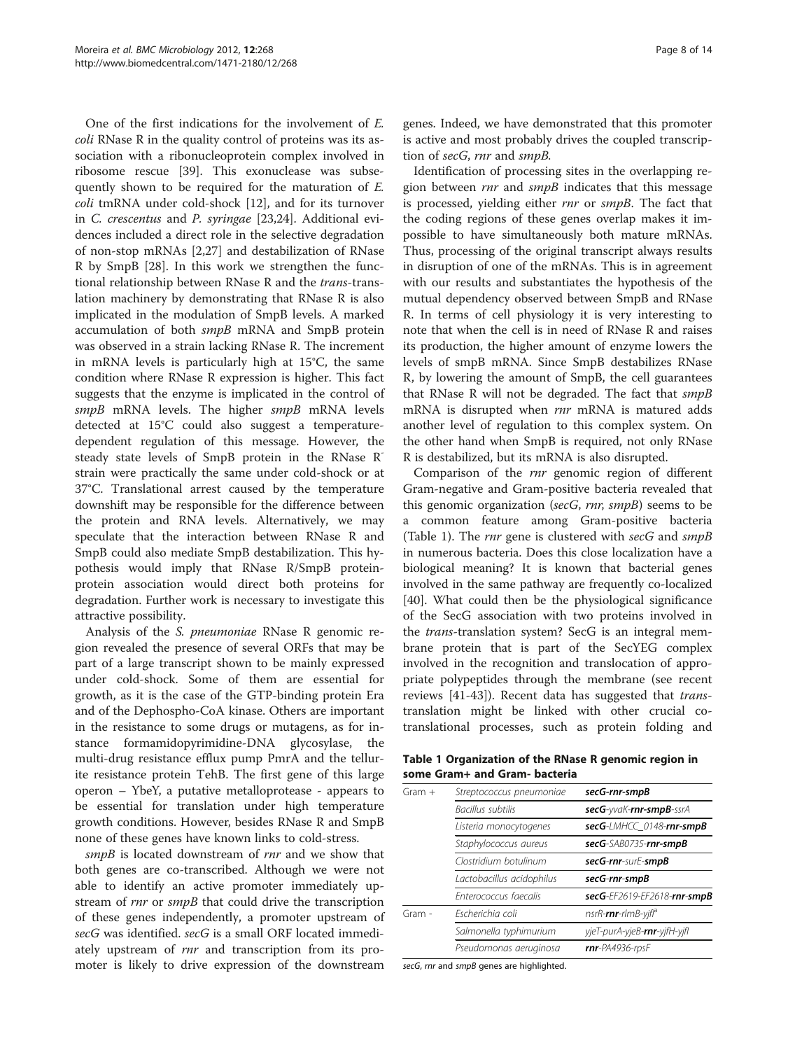One of the first indications for the involvement of *E. coli* RNase R in the quality control of proteins was its association with a ribonucleoprotein complex involved in ribosome rescue [39]. This exonuclease was subsequently shown to be required for the maturation of *E. coli* tmRNA under cold-shock [12], and for its turnover in *C. crescentus* and *P. syringae* [23,24]. Additional evidences included a direct role in the selective degradation of non-stop mRNAs [2,27] and destabilization of RNase R by SmpB [28]. In this work we strengthen the functional relationship between RNase R and the *trans*-translation machinery by demonstrating that RNase R is also implicated in the modulation of SmpB levels. A marked accumulation of both *smpB* mRNA and SmpB protein was observed in a strain lacking RNase R. The increment in mRNA levels is particularly high at 15°C, the same condition where RNase R expression is higher. This fact suggests that the enzyme is implicated in the control of *smpB* mRNA levels. The higher *smpB* mRNA levels detected at 15°C could also suggest a temperature-dependent regulation of this message. However, the steady state levels of SmpB protein in the RNase R$^-$ strain were practically the same under cold-shock or at 37°C. Translational arrest caused by the temperature downshift may be responsible for the difference between the protein and RNA levels. Alternatively, we may speculate that the interaction between RNase R and SmpB could also mediate SmpB destabilization. This hypothesis would imply that RNase R/SmpB protein-protein association would direct both proteins for degradation. Further work is necessary to investigate this attractive possibility.

Analysis of the *S. pneumoniae* RNase R genomic region revealed the presence of several ORFs that may be part of a large transcript shown to be mainly expressed under cold-shock. Some of them are essential for growth, as it is the case of the GTP-binding protein Era and of the Dephospho-CoA kinase. Others are important in the resistance to some drugs or mutagens, as for instance formamidopyrimidine-DNA glycosylase, the multi-drug resistance efflux pump PmrA and the tellurite resistance protein TehB. The first gene of this large operon – YbeY, a putative metalloprotease - appears to be essential for translation under high temperature growth conditions. However, besides RNase R and SmpB none of these genes have known links to cold-stress.

*smpB* is located downstream of *rnr* and we show that both genes are co-transcribed. Although we were not able to identify an active promoter immediately upstream of *rnr* or *smpB* that could drive the transcription of these genes independently, a promoter upstream of *secG* was identified. *secG* is a small ORF located immediately upstream of *rnr* and transcription from its promoter is likely to drive expression of the downstream genes. Indeed, we have demonstrated that this promoter is active and most probably drives the coupled transcription of *secG*, *rnr* and *smpB*.

Identification of processing sites in the overlapping region between *rnr* and *smpB* indicates that this message is processed, yielding either *rnr* or *smpB*. The fact that the coding regions of these genes overlap makes it impossible to have simultaneously both mature mRNAs. Thus, processing of the original transcript always results in disruption of one of the mRNAs. This is in agreement with our results and substantiates the hypothesis of the mutual dependency observed between SmpB and RNase R. In terms of cell physiology it is very interesting to note that when the cell is in need of RNase R and raises its production, the higher amount of enzyme lowers the levels of smpB mRNA. Since SmpB destabilizes RNase R, by lowering the amount of SmpB, the cell guarantees that RNase R will not be degraded. The fact that *smpB* mRNA is disrupted when *rnr* mRNA is matured adds another level of regulation to this complex system. On the other hand when SmpB is required, not only RNase R is destabilized, but its mRNA is also disrupted.

Comparison of the *rnr* genomic region of different Gram-negative and Gram-positive bacteria revealed that this genomic organization (*secG*, *rnr*, *smpB*) seems to be a common feature among Gram-positive bacteria (Table 1). The *rnr* gene is clustered with *secG* and *smpB* in numerous bacteria. Does this close localization have a biological meaning? It is known that bacterial genes involved in the same pathway are frequently co-localized [40]. What could then be the physiological significance of the SecG association with two proteins involved in the *trans*-translation system? SecG is an integral membrane protein that is part of the SecYEG complex involved in the recognition and translocation of appropriate polypeptides through the membrane (see recent reviews [41-43]). Recent data has suggested that *trans*-translation might be linked with other crucial co-translational processes, such as protein folding and

**Table 1 Organization of the RNase R genomic region in some Gram+ and Gram- bacteria**

| | | |
|---|---|---|
| Gram + | *Streptococcus pneumoniae* | ***secG-rnr-smpB*** |
| | *Bacillus subtilis* | ***secG**-yvaK-**rnr-smpB**-ssrA* |
| | *Listeria monocytogenes* | ***secG**-LMHCC_0148-**rnr-smpB*** |
| | *Staphylococcus aureus* | ***secG**-SAB0735-**rnr-smpB*** |
| | *Clostridium botulinum* | ***secG-rnr**-surE-**smpB*** |
| | *Lactobacillus acidophilus* | ***secG-rnr-smpB*** |
| | *Enterococcus faecalis* | ***secG**-EF2619-EF2618-**rnr-smpB*** |
| Gram - | *Escherichia coli* | *nsrR-**rnr**-rlmB-yjfl*[a] |
| | *Salmonella typhimurium* | *yjeT-purA-yjeB-**rnr**-yjfH-yjfI* |
| | *Pseudomonas aeruginosa* | ***rnr**-PA4936-rpsF* |

*secG*, *rnr* and *smpB* genes are highlighted.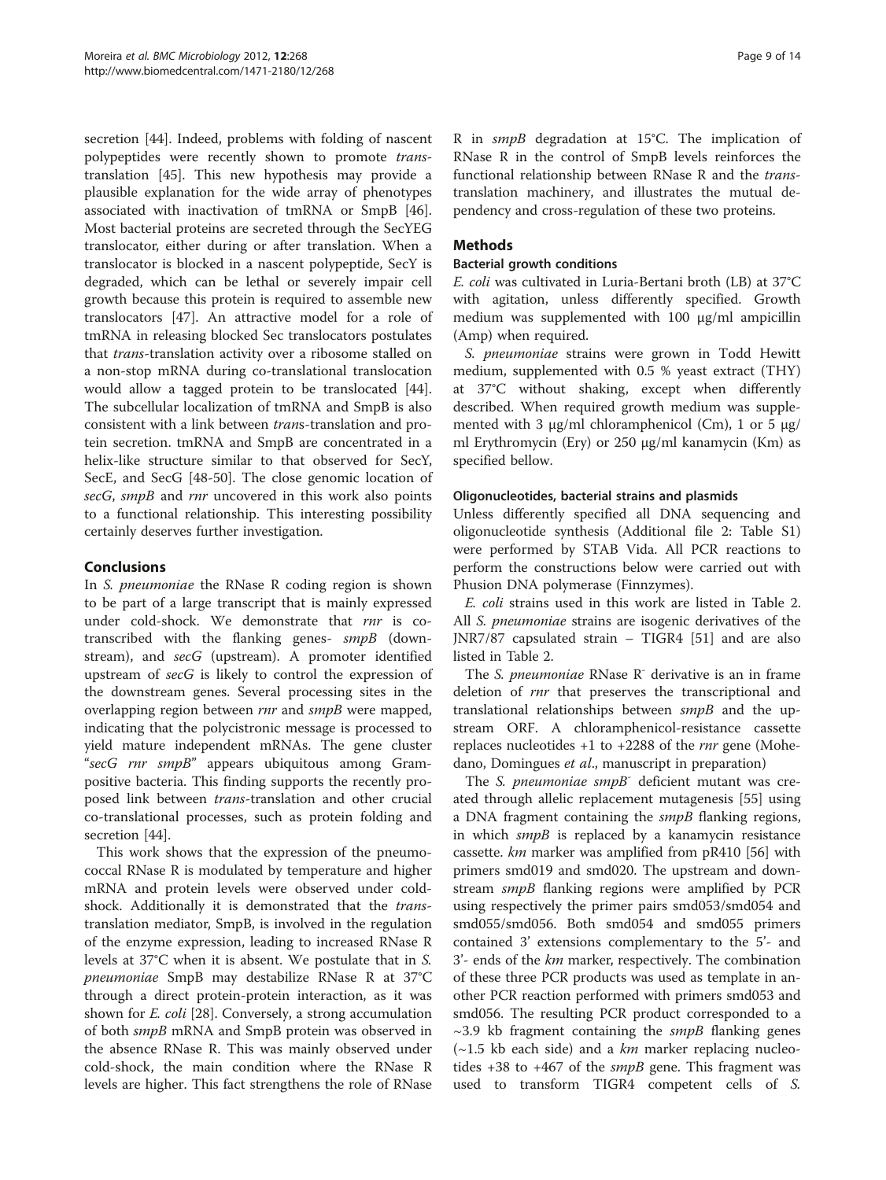secretion [44]. Indeed, problems with folding of nascent polypeptides were recently shown to promote *trans*-translation [45]. This new hypothesis may provide a plausible explanation for the wide array of phenotypes associated with inactivation of tmRNA or SmpB [46]. Most bacterial proteins are secreted through the SecYEG translocator, either during or after translation. When a translocator is blocked in a nascent polypeptide, SecY is degraded, which can be lethal or severely impair cell growth because this protein is required to assemble new translocators [47]. An attractive model for a role of tmRNA in releasing blocked Sec translocators postulates that *trans*-translation activity over a ribosome stalled on a non-stop mRNA during co-translational translocation would allow a tagged protein to be translocated [44]. The subcellular localization of tmRNA and SmpB is also consistent with a link between *trans*-translation and protein secretion. tmRNA and SmpB are concentrated in a helix-like structure similar to that observed for SecY, SecE, and SecG [48-50]. The close genomic location of *secG*, *smpB* and *rnr* uncovered in this work also points to a functional relationship. This interesting possibility certainly deserves further investigation.

## Conclusions

In *S. pneumoniae* the RNase R coding region is shown to be part of a large transcript that is mainly expressed under cold-shock. We demonstrate that *rnr* is co-transcribed with the flanking genes- *smpB* (downstream), and *secG* (upstream). A promoter identified upstream of *secG* is likely to control the expression of the downstream genes. Several processing sites in the overlapping region between *rnr* and *smpB* were mapped, indicating that the polycistronic message is processed to yield mature independent mRNAs. The gene cluster "*secG rnr smpB*" appears ubiquitous among Gram-positive bacteria. This finding supports the recently proposed link between *trans*-translation and other crucial co-translational processes, such as protein folding and secretion [44].

This work shows that the expression of the pneumococcal RNase R is modulated by temperature and higher mRNA and protein levels were observed under cold-shock. Additionally it is demonstrated that the *trans*-translation mediator, SmpB, is involved in the regulation of the enzyme expression, leading to increased RNase R levels at 37°C when it is absent. We postulate that in *S. pneumoniae* SmpB may destabilize RNase R at 37°C through a direct protein-protein interaction, as it was shown for *E. coli* [28]. Conversely, a strong accumulation of both *smpB* mRNA and SmpB protein was observed in the absence RNase R. This was mainly observed under cold-shock, the main condition where the RNase R levels are higher. This fact strengthens the role of RNase R in *smpB* degradation at 15°C. The implication of RNase R in the control of SmpB levels reinforces the functional relationship between RNase R and the *trans*-translation machinery, and illustrates the mutual dependency and cross-regulation of these two proteins.

## Methods

### Bacterial growth conditions

*E. coli* was cultivated in Luria-Bertani broth (LB) at 37°C with agitation, unless differently specified. Growth medium was supplemented with 100 μg/ml ampicillin (Amp) when required.

*S. pneumoniae* strains were grown in Todd Hewitt medium, supplemented with 0.5 % yeast extract (THY) at 37°C without shaking, except when differently described. When required growth medium was supplemented with 3 μg/ml chloramphenicol (Cm), 1 or 5 μg/ml Erythromycin (Ery) or 250 μg/ml kanamycin (Km) as specified bellow.

### Oligonucleotides, bacterial strains and plasmids

Unless differently specified all DNA sequencing and oligonucleotide synthesis (Additional file 2: Table S1) were performed by STAB Vida. All PCR reactions to perform the constructions below were carried out with Phusion DNA polymerase (Finnzymes).

*E. coli* strains used in this work are listed in Table 2. All *S. pneumoniae* strains are isogenic derivatives of the JNR7/87 capsulated strain – TIGR4 [51] and are also listed in Table 2.

The *S. pneumoniae* RNase R$^-$ derivative is an in frame deletion of *rnr* that preserves the transcriptional and translational relationships between *smpB* and the upstream ORF. A chloramphenicol-resistance cassette replaces nucleotides +1 to +2288 of the *rnr* gene (Mohedano, Domingues *et al*., manuscript in preparation)

The *S. pneumoniae smpB*$^-$ deficient mutant was created through allelic replacement mutagenesis [55] using a DNA fragment containing the *smpB* flanking regions, in which *smpB* is replaced by a kanamycin resistance cassette. *km* marker was amplified from pR410 [56] with primers smd019 and smd020. The upstream and downstream *smpB* flanking regions were amplified by PCR using respectively the primer pairs smd053/smd054 and smd055/smd056. Both smd054 and smd055 primers contained 3' extensions complementary to the 5'- and 3'- ends of the *km* marker, respectively. The combination of these three PCR products was used as template in another PCR reaction performed with primers smd053 and smd056. The resulting PCR product corresponded to a ~3.9 kb fragment containing the *smpB* flanking genes (~1.5 kb each side) and a *km* marker replacing nucleotides +38 to +467 of the *smpB* gene. This fragment was used to transform TIGR4 competent cells of *S.*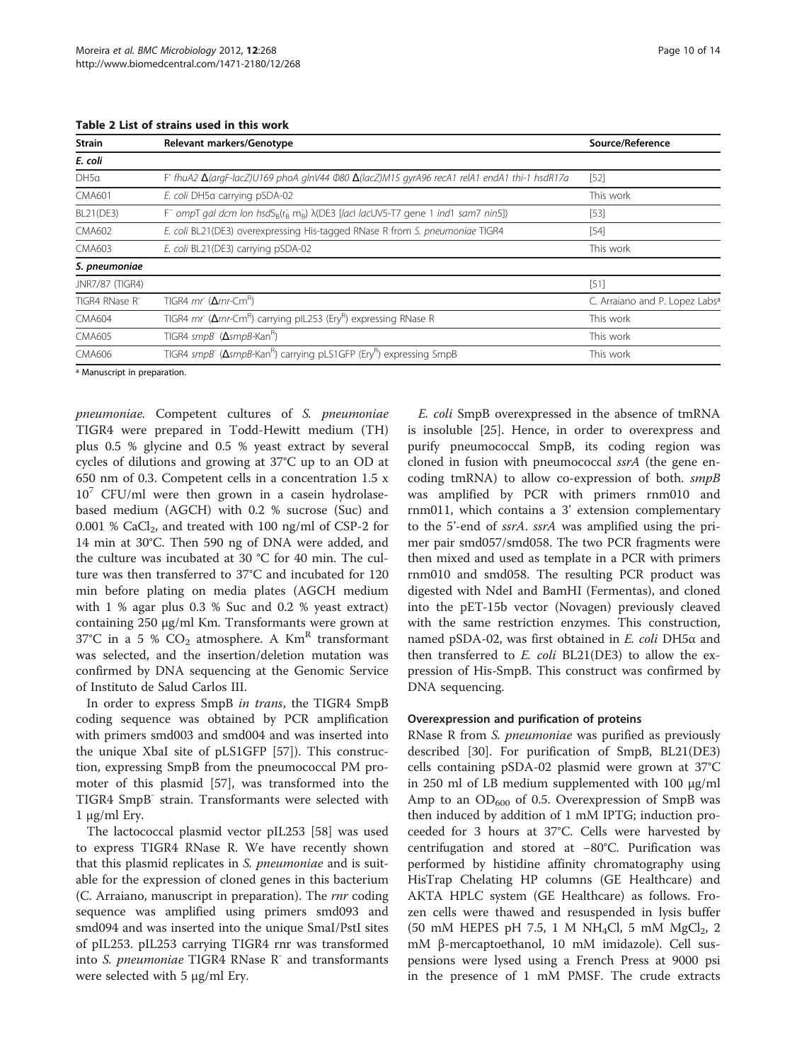**Table 2 List of strains used in this work**

| Strain | Relevant markers/Genotype | Source/Reference |
| --- | --- | --- |
| ***E. coli*** | | |
| DH5α | F' *fhuA2* Δ(*argF-lacZ*)U169 *phoA glnV44* Φ80 Δ(*lacZ*)M15 *gyrA96 recA1 relA1 endA1 thi-1 hsdR17a* | [52] |
| CMA601 | *E. coli* DH5α carrying pSDA-02 | This work |
| BL21(DE3) | $F^-$ *ompT gal dcm lon hsdS*$_B$($r_B^-$ $m_B^-$) λ(DE3 [*lacI lacUV5*-T7 gene 1 *ind1 sam7 nin5*]) | [53] |
| CMA602 | *E. coli* BL21(DE3) overexpressing His-tagged RNase R from *S. pneumoniae* TIGR4 | [54] |
| CMA603 | *E. coli* BL21(DE3) carrying pSDA-02 | This work |
| ***S. pneumoniae*** | | |
| JNR7/87 (TIGR4) | | [51] |
| TIGR4 RNase R⁻ | TIGR4 *rnr*⁻ (Δ*rnr*-$Cm^R$) | C. Arraiano and P. Lopez Labs[a] |
| CMA604 | TIGR4 *rnr*⁻ (Δ*rnr*-$Cm^R$) carrying pIL253 ($Ery^R$) expressing RNase R | This work |
| CMA605 | TIGR4 *smpB*⁻ (Δ*smpB*-$Kan^R$) | This work |
| CMA606 | TIGR4 *smpB*⁻ (Δ*smpB*-$Kan^R$) carrying pLS1GFP ($Ery^R$) expressing SmpB | This work |

[a] Manuscript in preparation.

*pneumoniae*. Competent cultures of *S. pneumoniae* TIGR4 were prepared in Todd-Hewitt medium (TH) plus 0.5 % glycine and 0.5 % yeast extract by several cycles of dilutions and growing at 37°C up to an OD at 650 nm of 0.3. Competent cells in a concentration 1.5 x $10^7$ CFU/ml were then grown in a casein hydrolase-based medium (AGCH) with 0.2 % sucrose (Suc) and 0.001 % $CaCl_2$, and treated with 100 ng/ml of CSP-2 for 14 min at 30°C. Then 590 ng of DNA were added, and the culture was incubated at 30 °C for 40 min. The culture was then transferred to 37°C and incubated for 120 min before plating on media plates (AGCH medium with 1 % agar plus 0.3 % Suc and 0.2 % yeast extract) containing 250 μg/ml Km. Transformants were grown at 37°C in a 5 % $CO_2$ atmosphere. A $Km^R$ transformant was selected, and the insertion/deletion mutation was confirmed by DNA sequencing at the Genomic Service of Instituto de Salud Carlos III.

In order to express SmpB *in trans*, the TIGR4 SmpB coding sequence was obtained by PCR amplification with primers smd003 and smd004 and was inserted into the unique XbaI site of pLS1GFP [57]). This construction, expressing SmpB from the pneumococcal PM promoter of this plasmid [57], was transformed into the TIGR4 SmpB⁻ strain. Transformants were selected with 1 μg/ml Ery.

The lactococcal plasmid vector pIL253 [58] was used to express TIGR4 RNase R. We have recently shown that this plasmid replicates in *S. pneumoniae* and is suitable for the expression of cloned genes in this bacterium (C. Arraiano, manuscript in preparation). The *rnr* coding sequence was amplified using primers smd093 and smd094 and was inserted into the unique SmaI/PstI sites of pIL253. pIL253 carrying TIGR4 rnr was transformed into *S. pneumoniae* TIGR4 RNase R⁻ and transformants were selected with 5 μg/ml Ery.

*E. coli* SmpB overexpressed in the absence of tmRNA is insoluble [25]. Hence, in order to overexpress and purify pneumococcal SmpB, its coding region was cloned in fusion with pneumococcal *ssrA* (the gene encoding tmRNA) to allow co-expression of both. *smpB* was amplified by PCR with primers rnm010 and rnm011, which contains a 3' extension complementary to the 5'-end of *ssrA*. *ssrA* was amplified using the primer pair smd057/smd058. The two PCR fragments were then mixed and used as template in a PCR with primers rnm010 and smd058. The resulting PCR product was digested with NdeI and BamHI (Fermentas), and cloned into the pET-15b vector (Novagen) previously cleaved with the same restriction enzymes. This construction, named pSDA-02, was first obtained in *E. coli* DH5α and then transferred to *E. coli* BL21(DE3) to allow the expression of His-SmpB. This construct was confirmed by DNA sequencing.

### Overexpression and purification of proteins

RNase R from *S. pneumoniae* was purified as previously described [30]. For purification of SmpB, BL21(DE3) cells containing pSDA-02 plasmid were grown at 37°C in 250 ml of LB medium supplemented with 100 μg/ml Amp to an $OD_{600}$ of 0.5. Overexpression of SmpB was then induced by addition of 1 mM IPTG; induction proceeded for 3 hours at 37°C. Cells were harvested by centrifugation and stored at −80°C. Purification was performed by histidine affinity chromatography using HisTrap Chelating HP columns (GE Healthcare) and AKTA HPLC system (GE Healthcare) as follows. Frozen cells were thawed and resuspended in lysis buffer (50 mM HEPES pH 7.5, 1 M $NH_4Cl$, 5 mM $MgCl_2$, 2 mM β-mercaptoethanol, 10 mM imidazole). Cell suspensions were lysed using a French Press at 9000 psi in the presence of 1 mM PMSF. The crude extracts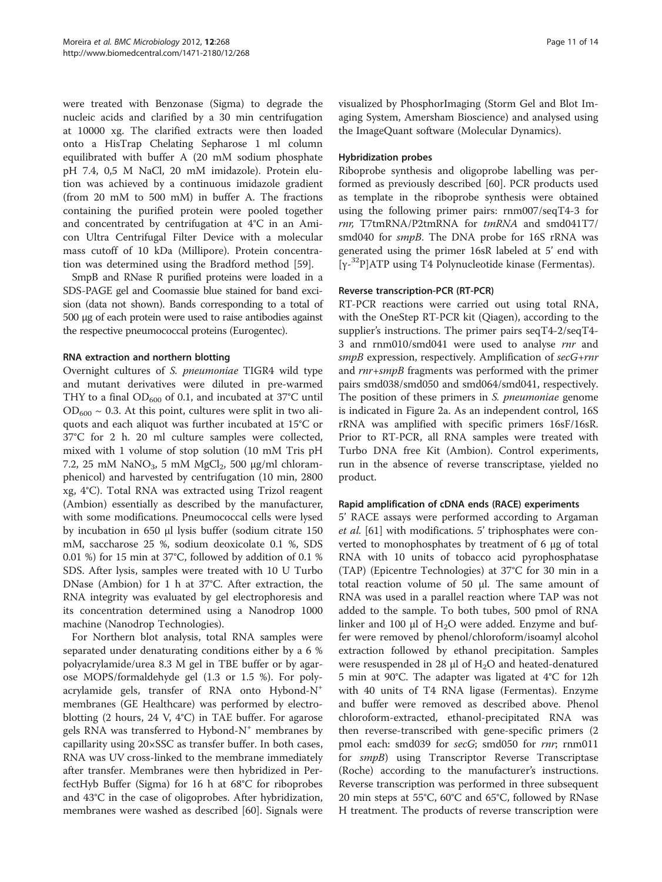were treated with Benzonase (Sigma) to degrade the nucleic acids and clarified by a 30 min centrifugation at 10000 xg. The clarified extracts were then loaded onto a HisTrap Chelating Sepharose 1 ml column equilibrated with buffer A (20 mM sodium phosphate pH 7.4, 0,5 M NaCl, 20 mM imidazole). Protein elution was achieved by a continuous imidazole gradient (from 20 mM to 500 mM) in buffer A. The fractions containing the purified protein were pooled together and concentrated by centrifugation at 4°C in an Amicon Ultra Centrifugal Filter Device with a molecular mass cutoff of 10 kDa (Millipore). Protein concentration was determined using the Bradford method [59].

SmpB and RNase R purified proteins were loaded in a SDS-PAGE gel and Coomassie blue stained for band excision (data not shown). Bands corresponding to a total of 500 μg of each protein were used to raise antibodies against the respective pneumococcal proteins (Eurogentec).

### RNA extraction and northern blotting

Overnight cultures of *S. pneumoniae* TIGR4 wild type and mutant derivatives were diluted in pre-warmed THY to a final $OD_{600}$ of 0.1, and incubated at 37°C until $OD_{600} \sim 0.3$. At this point, cultures were split in two aliquots and each aliquot was further incubated at 15°C or 37°C for 2 h. 20 ml culture samples were collected, mixed with 1 volume of stop solution (10 mM Tris pH 7.2, 25 mM $NaNO_3$, 5 mM $MgCl_2$, 500 μg/ml chloramphenicol) and harvested by centrifugation (10 min, 2800 xg, 4°C). Total RNA was extracted using Trizol reagent (Ambion) essentially as described by the manufacturer, with some modifications. Pneumococcal cells were lysed by incubation in 650 μl lysis buffer (sodium citrate 150 mM, saccharose 25 %, sodium deoxicolate 0.1 %, SDS 0.01 %) for 15 min at 37°C, followed by addition of 0.1 % SDS. After lysis, samples were treated with 10 U Turbo DNase (Ambion) for 1 h at 37°C. After extraction, the RNA integrity was evaluated by gel electrophoresis and its concentration determined using a Nanodrop 1000 machine (Nanodrop Technologies).

For Northern blot analysis, total RNA samples were separated under denaturating conditions either by a 6 % polyacrylamide/urea 8.3 M gel in TBE buffer or by agarose MOPS/formaldehyde gel (1.3 or 1.5 %). For polyacrylamide gels, transfer of RNA onto Hybond-$N^+$ membranes (GE Healthcare) was performed by electroblotting (2 hours, 24 V, 4°C) in TAE buffer. For agarose gels RNA was transferred to Hybond-$N^+$ membranes by capillarity using 20×SSC as transfer buffer. In both cases, RNA was UV cross-linked to the membrane immediately after transfer. Membranes were then hybridized in PerfectHyb Buffer (Sigma) for 16 h at 68°C for riboprobes and 43°C in the case of oligoprobes. After hybridization, membranes were washed as described [60]. Signals were visualized by PhosphorImaging (Storm Gel and Blot Imaging System, Amersham Bioscience) and analysed using the ImageQuant software (Molecular Dynamics).

### Hybridization probes

Riboprobe synthesis and oligoprobe labelling was performed as previously described [60]. PCR products used as template in the riboprobe synthesis were obtained using the following primer pairs: rnm007/seqT4-3 for *rnr*, T7tmRNA/P2tmRNA for *tmRNA* and smd041T7/smd040 for *smpB*. The DNA probe for 16S rRNA was generated using the primer 16sR labeled at 5' end with [$\gamma$-$^{32}$P]ATP using T4 Polynucleotide kinase (Fermentas).

### Reverse transcription-PCR (RT-PCR)

RT-PCR reactions were carried out using total RNA, with the OneStep RT-PCR kit (Qiagen), according to the supplier's instructions. The primer pairs seqT4-2/seqT4-3 and rnm010/smd041 were used to analyse *rnr* and *smpB* expression, respectively. Amplification of *secG*+*rnr* and *rnr*+*smpB* fragments was performed with the primer pairs smd038/smd050 and smd064/smd041, respectively. The position of these primers in *S. pneumoniae* genome is indicated in Figure 2a. As an independent control, 16S rRNA was amplified with specific primers 16sF/16sR. Prior to RT-PCR, all RNA samples were treated with Turbo DNA free Kit (Ambion). Control experiments, run in the absence of reverse transcriptase, yielded no product.

### Rapid amplification of cDNA ends (RACE) experiments

5' RACE assays were performed according to Argaman *et al.* [61] with modifications. 5' triphosphates were converted to monophosphates by treatment of 6 μg of total RNA with 10 units of tobacco acid pyrophosphatase (TAP) (Epicentre Technologies) at 37°C for 30 min in a total reaction volume of 50 μl. The same amount of RNA was used in a parallel reaction where TAP was not added to the sample. To both tubes, 500 pmol of RNA linker and 100 μl of $H_2O$ were added. Enzyme and buffer were removed by phenol/chloroform/isoamyl alcohol extraction followed by ethanol precipitation. Samples were resuspended in 28 μl of $H_2O$ and heated-denatured 5 min at 90°C. The adapter was ligated at 4°C for 12h with 40 units of T4 RNA ligase (Fermentas). Enzyme and buffer were removed as described above. Phenol chloroform-extracted, ethanol-precipitated RNA was then reverse-transcribed with gene-specific primers (2 pmol each: smd039 for *secG*; smd050 for *rnr*; rnm011 for *smpB*) using Transcriptor Reverse Transcriptase (Roche) according to the manufacturer's instructions. Reverse transcription was performed in three subsequent 20 min steps at 55°C, 60°C and 65°C, followed by RNase H treatment. The products of reverse transcription were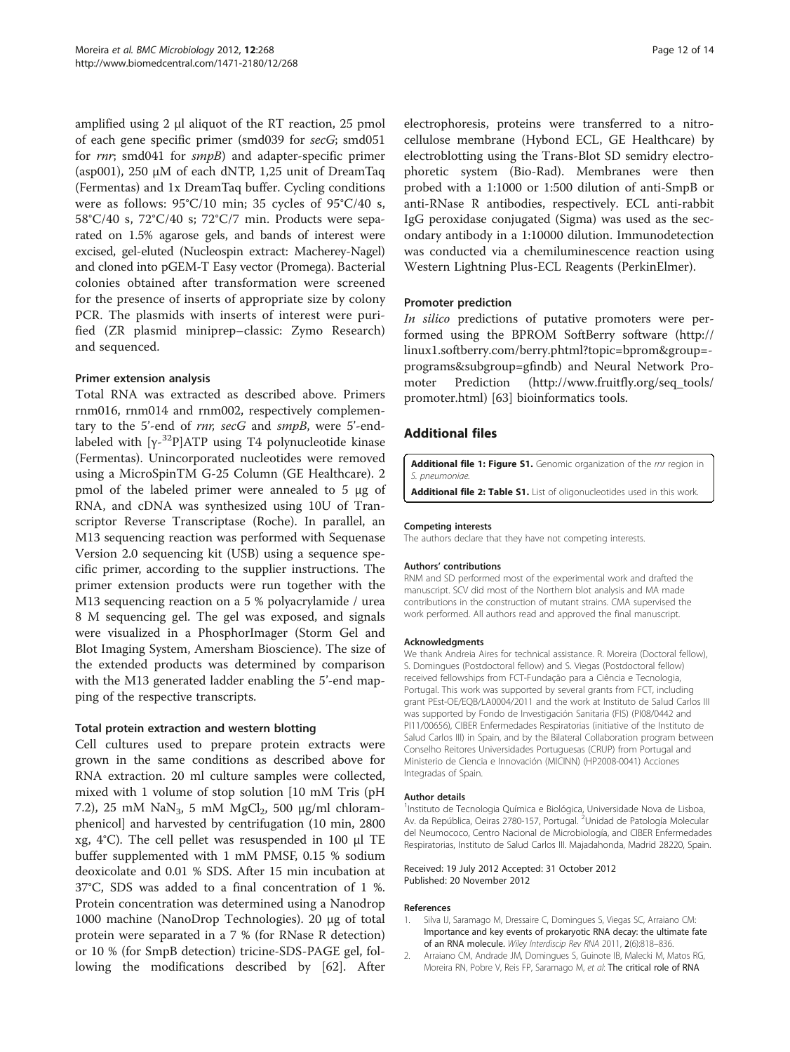amplified using 2 μl aliquot of the RT reaction, 25 pmol of each gene specific primer (smd039 for *secG*; smd051 for *rnr*; smd041 for *smpB*) and adapter-specific primer (asp001), 250 μM of each dNTP, 1,25 unit of DreamTaq (Fermentas) and 1x DreamTaq buffer. Cycling conditions were as follows: 95°C/10 min; 35 cycles of 95°C/40 s, 58°C/40 s, 72°C/40 s; 72°C/7 min. Products were separated on 1.5% agarose gels, and bands of interest were excised, gel-eluted (Nucleospin extract: Macherey-Nagel) and cloned into pGEM-T Easy vector (Promega). Bacterial colonies obtained after transformation were screened for the presence of inserts of appropriate size by colony PCR. The plasmids with inserts of interest were purified (ZR plasmid miniprep–classic: Zymo Research) and sequenced.

### Primer extension analysis

Total RNA was extracted as described above. Primers rnm016, rnm014 and rnm002, respectively complementary to the 5'-end of *rnr, secG* and *smpB*, were 5'-end-labeled with [γ-$^{32}$P]ATP using T4 polynucleotide kinase (Fermentas). Unincorporated nucleotides were removed using a MicroSpinTM G-25 Column (GE Healthcare). 2 pmol of the labeled primer were annealed to 5 μg of RNA, and cDNA was synthesized using 10U of Transcriptor Reverse Transcriptase (Roche). In parallel, an M13 sequencing reaction was performed with Sequenase Version 2.0 sequencing kit (USB) using a sequence specific primer, according to the supplier instructions. The primer extension products were run together with the M13 sequencing reaction on a 5 % polyacrylamide / urea 8 M sequencing gel. The gel was exposed, and signals were visualized in a PhosphorImager (Storm Gel and Blot Imaging System, Amersham Bioscience). The size of the extended products was determined by comparison with the M13 generated ladder enabling the 5'-end mapping of the respective transcripts.

### Total protein extraction and western blotting

Cell cultures used to prepare protein extracts were grown in the same conditions as described above for RNA extraction. 20 ml culture samples were collected, mixed with 1 volume of stop solution [10 mM Tris (pH 7.2), 25 mM $NaN_3$, 5 mM $MgCl_2$, 500 μg/ml chloramphenicol] and harvested by centrifugation (10 min, 2800 xg, 4°C). The cell pellet was resuspended in 100 μl TE buffer supplemented with 1 mM PMSF, 0.15 % sodium deoxicolate and 0.01 % SDS. After 15 min incubation at 37°C, SDS was added to a final concentration of 1 %. Protein concentration was determined using a Nanodrop 1000 machine (NanoDrop Technologies). 20 μg of total protein were separated in a 7 % (for RNase R detection) or 10 % (for SmpB detection) tricine-SDS-PAGE gel, following the modifications described by [62]. After electrophoresis, proteins were transferred to a nitrocellulose membrane (Hybond ECL, GE Healthcare) by electroblotting using the Trans-Blot SD semidry electrophoretic system (Bio-Rad). Membranes were then probed with a 1:1000 or 1:500 dilution of anti-SmpB or anti-RNase R antibodies, respectively. ECL anti-rabbit IgG peroxidase conjugated (Sigma) was used as the secondary antibody in a 1:10000 dilution. Immunodetection was conducted via a chemiluminescence reaction using Western Lightning Plus-ECL Reagents (PerkinElmer).

### Promoter prediction

*In silico* predictions of putative promoters were performed using the BPROM SoftBerry software (http://linux1.softberry.com/berry.phtml?topic=bprom&group=-programs&subgroup=gfindb) and Neural Network Promoter Prediction (http://www.fruitfly.org/seq_tools/promoter.html) [63] bioinformatics tools.

## Additional files

**Additional file 1: Figure S1.** Genomic organization of the *rnr* region in *S. pneumoniae.*

**Additional file 2: Table S1.** List of oligonucleotides used in this work.

#### Competing interests

The authors declare that they have not competing interests.

#### Authors' contributions

RNM and SD performed most of the experimental work and drafted the manuscript. SCV did most of the Northern blot analysis and MA made contributions in the construction of mutant strains. CMA supervised the work performed. All authors read and approved the final manuscript.

#### Acknowledgments

We thank Andreia Aires for technical assistance. R. Moreira (Doctoral fellow), S. Domingues (Postdoctoral fellow) and S. Viegas (Postdoctoral fellow) received fellowships from FCT-Fundação para a Ciência e Tecnologia, Portugal. This work was supported by several grants from FCT, including grant PEst-OE/EQB/LA0004/2011 and the work at Instituto de Salud Carlos III was supported by Fondo de Investigación Sanitaria (FIS) (PI08/0442 and PI11/00656), CIBER Enfermedades Respiratorias (initiative of the Instituto de Salud Carlos III) in Spain, and by the Bilateral Collaboration program between Conselho Reitores Universidades Portuguesas (CRUP) from Portugal and Ministerio de Ciencia e Innovación (MICINN) (HP2008-0041) Acciones Integradas of Spain.

#### Author details

[1]Instituto de Tecnologia Química e Biológica, Universidade Nova de Lisboa, Av. da República, Oeiras 2780-157, Portugal. [2]Unidad de Patología Molecular del Neumococo, Centro Nacional de Microbiología, and CIBER Enfermedades Respiratorias, Instituto de Salud Carlos III. Majadahonda, Madrid 28220, Spain.

Received: 19 July 2012 Accepted: 31 October 2012
Published: 20 November 2012

#### References

1. Silva IJ, Saramago M, Dressaire C, Domingues S, Viegas SC, Arraiano CM: **Importance and key events of prokaryotic RNA decay: the ultimate fate of an RNA molecule.** *Wiley Interdiscip Rev RNA* 2011, **2**(6):818–836.
2. Arraiano CM, Andrade JM, Domingues S, Guinote IB, Malecki M, Matos RG, Moreira RN, Pobre V, Reis FP, Saramago M, *et al*: **The critical role of RNA**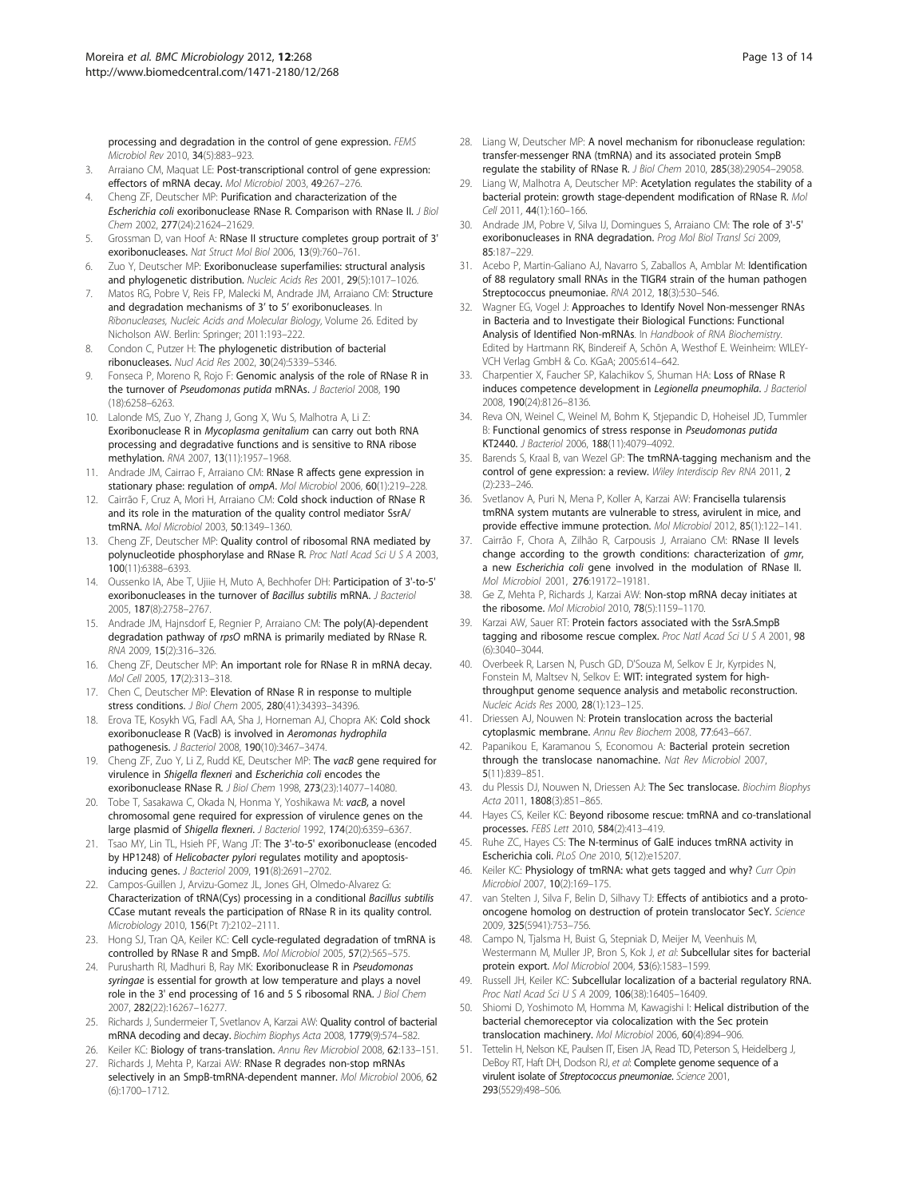processing and degradation in the control of gene expression. *FEMS Microbiol Rev* 2010, 34(5):883–923.

3. Arraiano CM, Maquat LE: **Post-transcriptional control of gene expression: effectors of mRNA decay.** *Mol Microbiol* 2003, 49:267–276.
4. Cheng ZF, Deutscher MP: **Purification and characterization of the *Escherichia coli* exoribonuclease RNase R. Comparison with RNase II.** *J Biol Chem* 2002, 277(24):21624–21629.
5. Grossman D, van Hoof A: **RNase II structure completes group portrait of 3' exoribonucleases.** *Nat Struct Mol Biol* 2006, 13(9):760–761.
6. Zuo Y, Deutscher MP: **Exoribonuclease superfamilies: structural analysis and phylogenetic distribution.** *Nucleic Acids Res* 2001, 29(5):1017–1026.
7. Matos RG, Pobre V, Reis FP, Malecki M, Andrade JM, Arraiano CM: **Structure and degradation mechanisms of 3' to 5' exoribonucleases.** In *Ribonucleases, Nucleic Acids and Molecular Biology*, Volume 26. Edited by Nicholson AW. Berlin: Springer; 2011:193–222.
8. Condon C, Putzer H: **The phylogenetic distribution of bacterial ribonucleases.** *Nucl Acid Res* 2002, 30(24):5339–5346.
9. Fonseca P, Moreno R, Rojo F: **Genomic analysis of the role of RNase R in the turnover of *Pseudomonas putida* mRNAs.** *J Bacteriol* 2008, 190 (18):6258–6263.
10. Lalonde MS, Zuo Y, Zhang J, Gong X, Wu S, Malhotra A, Li Z: **Exoribonuclease R in *Mycoplasma genitalium* can carry out both RNA processing and degradative functions and is sensitive to RNA ribose methylation.** *RNA* 2007, 13(11):1957–1968.
11. Andrade JM, Cairrao F, Arraiano CM: **RNase R affects gene expression in stationary phase: regulation of *ompA*.** *Mol Microbiol* 2006, 60(1):219–228.
12. Cairrão F, Cruz A, Mori H, Arraiano CM: **Cold shock induction of RNase R and its role in the maturation of the quality control mediator SsrA/ tmRNA.** *Mol Microbiol* 2003, 50:1349–1360.
13. Cheng ZF, Deutscher MP: **Quality control of ribosomal RNA mediated by polynucleotide phosphorylase and RNase R.** *Proc Natl Acad Sci U S A* 2003, 100(11):6388–6393.
14. Oussenko IA, Abe T, Ujiie H, Muto A, Bechhofer DH: **Participation of 3'-to-5' exoribonucleases in the turnover of *Bacillus subtilis* mRNA.** *J Bacteriol* 2005, 187(8):2758–2767.
15. Andrade JM, Hajnsdorf E, Regnier P, Arraiano CM: **The poly(A)-dependent degradation pathway of *rpsO* mRNA is primarily mediated by RNase R.** *RNA* 2009, 15(2):316–326.
16. Cheng ZF, Deutscher MP: **An important role for RNase R in mRNA decay.** *Mol Cell* 2005, 17(2):313–318.
17. Chen C, Deutscher MP: **Elevation of RNase R in response to multiple stress conditions.** *J Biol Chem* 2005, 280(41):34393–34396.
18. Erova TE, Kosykh VG, Fadl AA, Sha J, Horneman AJ, Chopra AK: **Cold shock exoribonuclease R (VacB) is involved in *Aeromonas hydrophila* pathogenesis.** *J Bacteriol* 2008, 190(10):3467–3474.
19. Cheng ZF, Zuo Y, Li Z, Rudd KE, Deutscher MP: **The *vacB* gene required for virulence in *Shigella flexneri* and *Escherichia coli* encodes the exoribonuclease RNase R.** *J Biol Chem* 1998, 273(23):14077–14080.
20. Tobe T, Sasakawa C, Okada N, Honma Y, Yoshikawa M: ***vacB*, a novel chromosomal gene required for expression of virulence genes on the large plasmid of *Shigella flexneri*.** *J Bacteriol* 1992, 174(20):6359–6367.
21. Tsao MY, Lin TL, Hsieh PF, Wang JT: **The 3'-to-5' exoribonuclease (encoded by HP1248) of *Helicobacter pylori* regulates motility and apoptosis-inducing genes.** *J Bacteriol* 2009, 191(8):2691–2702.
22. Campos-Guillen J, Arvizu-Gomez JL, Jones GH, Olmedo-Alvarez G: **Characterization of tRNA(Cys) processing in a conditional *Bacillus subtilis* CCase mutant reveals the participation of RNase R in its quality control.** *Microbiology* 2010, 156(Pt 7):2102–2111.
23. Hong SJ, Tran QA, Keiler KC: **Cell cycle-regulated degradation of tmRNA is controlled by RNase R and SmpB.** *Mol Microbiol* 2005, 57(2):565–575.
24. Purusharth RI, Madhuri B, Ray MK: **Exoribonuclease R in *Pseudomonas syringae* is essential for growth at low temperature and plays a novel role in the 3' end processing of 16 and 5 S ribosomal RNA.** *J Biol Chem* 2007, 282(22):16267–16277.
25. Richards J, Sundermeier T, Svetlanov A, Karzai AW: **Quality control of bacterial mRNA decoding and decay.** *Biochim Biophys Acta* 2008, 1779(9):574–582.
26. Keiler KC: **Biology of trans-translation.** *Annu Rev Microbiol* 2008, 62:133–151.
27. Richards J, Mehta P, Karzai AW: **RNase R degrades non-stop mRNAs selectively in an SmpB-tmRNA-dependent manner.** *Mol Microbiol* 2006, 62 (6):1700–1712.
28. Liang W, Deutscher MP: **A novel mechanism for ribonuclease regulation: transfer-messenger RNA (tmRNA) and its associated protein SmpB regulate the stability of RNase R.** *J Biol Chem* 2010, 285(38):29054–29058.
29. Liang W, Malhotra A, Deutscher MP: **Acetylation regulates the stability of a bacterial protein: growth stage-dependent modification of RNase R.** *Mol Cell* 2011, 44(1):160–166.
30. Andrade JM, Pobre V, Silva IJ, Domingues S, Arraiano CM: **The role of 3'-5' exoribonucleases in RNA degradation.** *Prog Mol Biol Transl Sci* 2009, 85:187–229.
31. Acebo P, Martin-Galiano AJ, Navarro S, Zaballos A, Amblar M: **Identification of 88 regulatory small RNAs in the TIGR4 strain of the human pathogen Streptococcus pneumoniae.** *RNA* 2012, 18(3):530–546.
32. Wagner EG, Vogel J: **Approaches to Identify Novel Non-messenger RNAs in Bacteria and to Investigate their Biological Functions: Functional Analysis of Identified Non-mRNAs.** In *Handbook of RNA Biochemistry*. Edited by Hartmann RK, Bindereif A, Schön A, Westhof E. Weinheim: WILEY-VCH Verlag GmbH & Co. KGaA; 2005:614–642.
33. Charpentier X, Faucher SP, Kalachikov S, Shuman HA: **Loss of RNase R induces competence development in *Legionella pneumophila*.** *J Bacteriol* 2008, 190(24):8126–8136.
34. Reva ON, Weinel C, Weinel M, Bohm K, Stjepandic D, Hoheisel JD, Tummler B: **Functional genomics of stress response in *Pseudomonas putida* KT2440.** *J Bacteriol* 2006, 188(11):4079–4092.
35. Barends S, Kraal B, van Wezel GP: **The tmRNA-tagging mechanism and the control of gene expression: a review.** *Wiley Interdiscip Rev RNA* 2011, 2 (2):233–246.
36. Svetlanov A, Puri N, Mena P, Koller A, Karzai AW: **Francisella tularensis tmRNA system mutants are vulnerable to stress, avirulent in mice, and provide effective immune protection.** *Mol Microbiol* 2012, 85(1):122–141.
37. Cairrão F, Chora A, Zilhão R, Carpousis J, Arraiano CM: **RNase II levels change according to the growth conditions: characterization of *gmr*, a new *Escherichia coli* gene involved in the modulation of RNase II.** *Mol Microbiol* 2001, 276:19172–19181.
38. Ge Z, Mehta P, Richards J, Karzai AW: **Non-stop mRNA decay initiates at the ribosome.** *Mol Microbiol* 2010, 78(5):1159–1170.
39. Karzai AW, Sauer RT: **Protein factors associated with the SsrA.SmpB tagging and ribosome rescue complex.** *Proc Natl Acad Sci U S A* 2001, 98 (6):3040–3044.
40. Overbeek R, Larsen N, Pusch GD, D'Souza M, Selkov E Jr, Kyrpides N, Fonstein M, Maltsev N, Selkov E: **WIT: integrated system for high-throughput genome sequence analysis and metabolic reconstruction.** *Nucleic Acids Res* 2000, 28(1):123–125.
41. Driessen AJ, Nouwen N: **Protein translocation across the bacterial cytoplasmic membrane.** *Annu Rev Biochem* 2008, 77:643–667.
42. Papanikou E, Karamanou S, Economou A: **Bacterial protein secretion through the translocase nanomachine.** *Nat Rev Microbiol* 2007, 5(11):839–851.
43. du Plessis DJ, Nouwen N, Driessen AJ: **The Sec translocase.** *Biochim Biophys Acta* 2011, 1808(3):851–865.
44. Hayes CS, Keiler KC: **Beyond ribosome rescue: tmRNA and co-translational processes.** *FEBS Lett* 2010, 584(2):413–419.
45. Ruhe ZC, Hayes CS: **The N-terminus of GalE induces tmRNA activity in Escherichia coli.** *PLoS One* 2010, 5(12):e15207.
46. Keiler KC: **Physiology of tmRNA: what gets tagged and why?** *Curr Opin Microbiol* 2007, 10(2):169–175.
47. van Stelten J, Silva F, Belin D, Silhavy TJ: **Effects of antibiotics and a proto-oncogene homolog on destruction of protein translocator SecY.** *Science* 2009, 325(5941):753–756.
48. Campo N, Tjalsma H, Buist G, Stepniak D, Meijer M, Veenhuis M, Westermann M, Muller JP, Bron S, Kok J, *et al*: **Subcellular sites for bacterial protein export.** *Mol Microbiol* 2004, 53(6):1583–1599.
49. Russell JH, Keiler KC: **Subcellular localization of a bacterial regulatory RNA.** *Proc Natl Acad Sci U S A* 2009, 106(38):16405–16409.
50. Shiomi D, Yoshimoto M, Homma M, Kawagishi I: **Helical distribution of the bacterial chemoreceptor via colocalization with the Sec protein translocation machinery.** *Mol Microbiol* 2006, 60(4):894–906.
51. Tettelin H, Nelson KE, Paulsen IT, Eisen JA, Read TD, Peterson S, Heidelberg J, DeBoy RT, Haft DH, Dodson RJ, *et al*: **Complete genome sequence of a virulent isolate of *Streptococcus pneumoniae*.** *Science* 2001, 293(5529):498–506.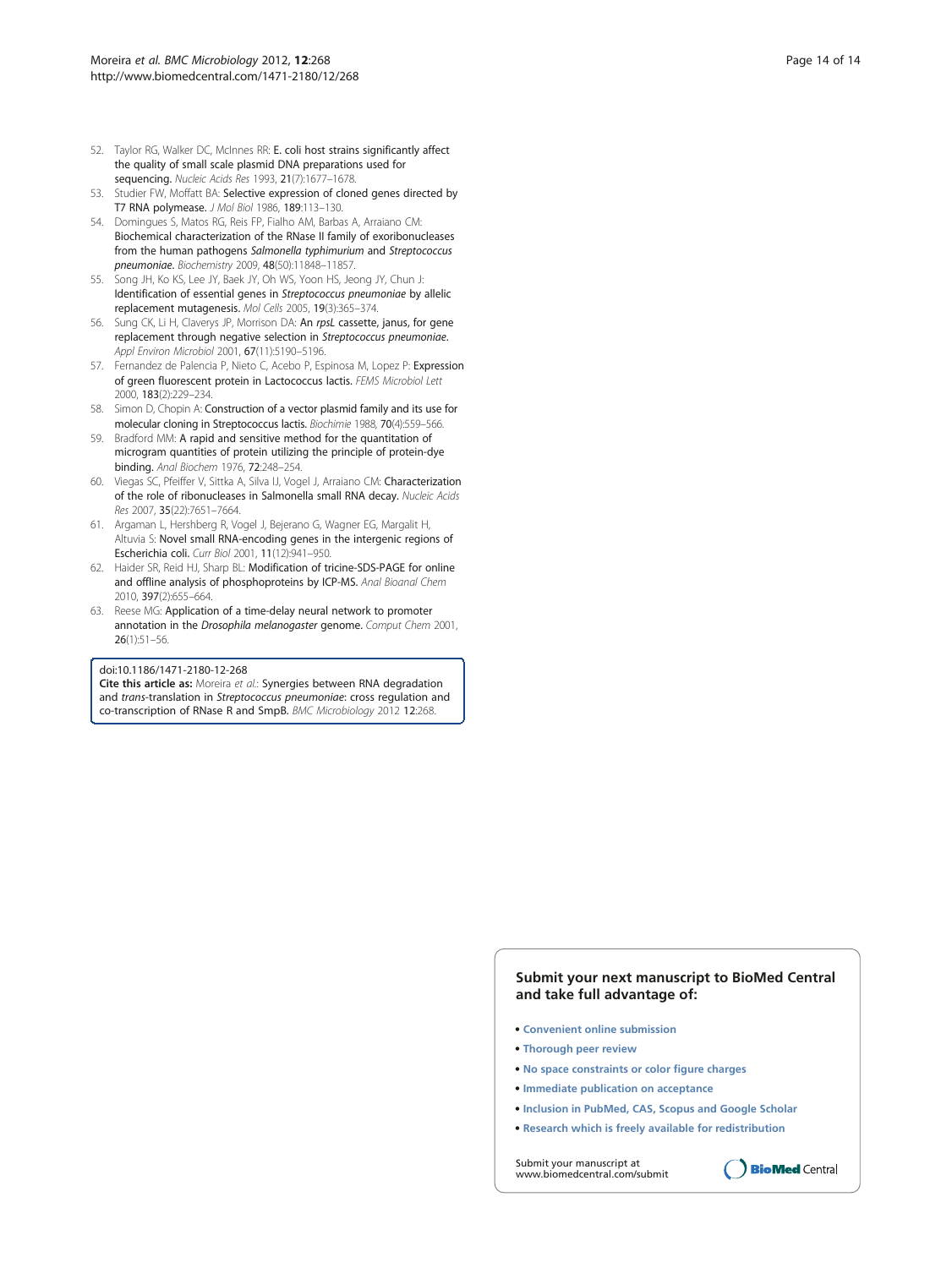52. Taylor RG, Walker DC, McInnes RR: **E. coli host strains significantly affect the quality of small scale plasmid DNA preparations used for sequencing.** *Nucleic Acids Res* 1993, **21**(7):1677–1678.
53. Studier FW, Moffatt BA: **Selective expression of cloned genes directed by T7 RNA polymease.** *J Mol Biol* 1986, **189**:113–130.
54. Domingues S, Matos RG, Reis FP, Fialho AM, Barbas A, Arraiano CM: **Biochemical characterization of the RNase II family of exoribonucleases from the human pathogens** ***Salmonella typhimurium*** **and** ***Streptococcus pneumoniae*****.** *Biochemistry* 2009, **48**(50):11848–11857.
55. Song JH, Ko KS, Lee JY, Baek JY, Oh WS, Yoon HS, Jeong JY, Chun J: **Identification of essential genes in** ***Streptococcus pneumoniae*** **by allelic replacement mutagenesis.** *Mol Cells* 2005, **19**(3):365–374.
56. Sung CK, Li H, Claverys JP, Morrison DA: **An** ***rpsL*** **cassette, janus, for gene replacement through negative selection in** ***Streptococcus pneumoniae*****.** *Appl Environ Microbiol* 2001, **67**(11):5190–5196.
57. Fernandez de Palencia P, Nieto C, Acebo P, Espinosa M, Lopez P: **Expression of green fluorescent protein in Lactococcus lactis.** *FEMS Microbiol Lett* 2000, **183**(2):229–234.
58. Simon D, Chopin A: **Construction of a vector plasmid family and its use for molecular cloning in Streptococcus lactis.** *Biochimie* 1988, **70**(4):559–566.
59. Bradford MM: **A rapid and sensitive method for the quantitation of microgram quantities of protein utilizing the principle of protein-dye binding.** *Anal Biochem* 1976, **72**:248–254.
60. Viegas SC, Pfeiffer V, Sittka A, Silva IJ, Vogel J, Arraiano CM: **Characterization of the role of ribonucleases in Salmonella small RNA decay.** *Nucleic Acids Res* 2007, **35**(22):7651–7664.
61. Argaman L, Hershberg R, Vogel J, Bejerano G, Wagner EG, Margalit H, Altuvia S: **Novel small RNA-encoding genes in the intergenic regions of Escherichia coli.** *Curr Biol* 2001, **11**(12):941–950.
62. Haider SR, Reid HJ, Sharp BL: **Modification of tricine-SDS-PAGE for online and offline analysis of phosphoproteins by ICP-MS.** *Anal Bioanal Chem* 2010, **397**(2):655–664.
63. Reese MG: **Application of a time-delay neural network to promoter annotation in the** ***Drosophila melanogaster*** **genome.** *Comput Chem* 2001, **26**(1):51–56.

doi:10.1186/1471-2180-12-268
**Cite this article as:** Moreira *et al.*: Synergies between RNA degradation and *trans*-translation in *Streptococcus pneumoniae*: cross regulation and co-transcription of RNase R and SmpB. *BMC Microbiology* 2012 **12**:268.

**Submit your next manuscript to BioMed Central and take full advantage of:**

- **Convenient online submission**
- **Thorough peer review**
- **No space constraints or color figure charges**
- **Immediate publication on acceptance**
- **Inclusion in PubMed, CAS, Scopus and Google Scholar**
- **Research which is freely available for redistribution**

Submit your manuscript at
www.biomedcentral.com/submit

BioMed Central